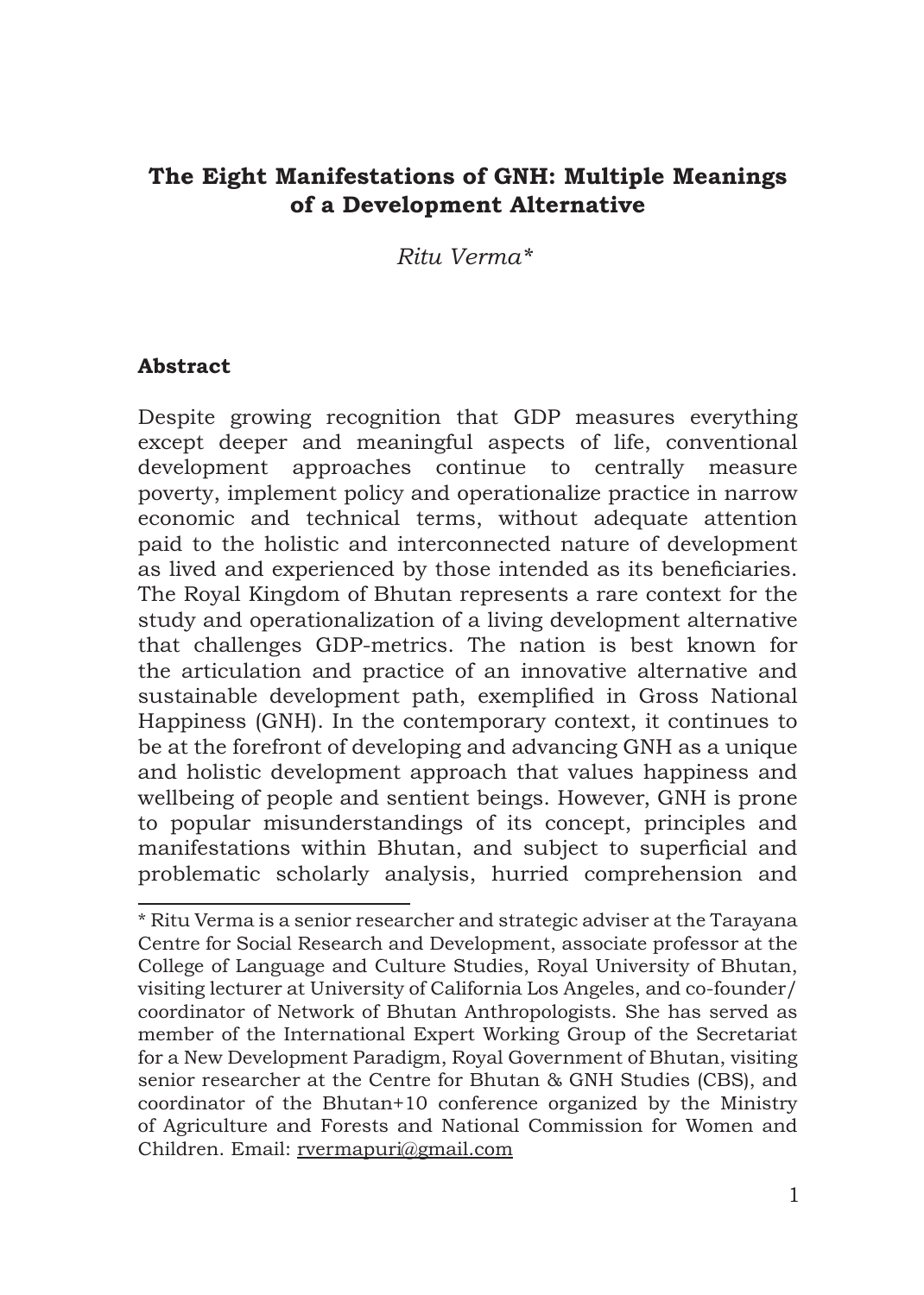# The Eight Manifestations of GNH: Multiple Meanings of a Development Alternative

*Ritu Verma**

## Abstract

Despite growing recognition that GDP measures everything except deeper and meaningful aspects of life, conventional development approaches continue to centrally measure poverty, implement policy and operationalize practice in narrow economic and technical terms, without adequate attention paid to the holistic and interconnected nature of development as lived and experienced by those intended as its beneficiaries. The Royal Kingdom of Bhutan represents a rare context for the study and operationalization of a living development alternative that challenges GDP-metrics. The nation is best known for the articulation and practice of an innovative alternative and sustainable development path, exemplified in Gross National Happiness (GNH). In the contemporary context, it continues to be at the forefront of developing and advancing GNH as a unique and holistic development approach that values happiness and wellbeing of people and sentient beings. However, GNH is prone to popular misunderstandings of its concept, principles and manifestations within Bhutan, and subject to superficial and problematic scholarly analysis, hurried comprehension and

---

* Ritu Verma is a senior researcher and strategic adviser at the Tarayana Centre for Social Research and Development, associate professor at the College of Language and Culture Studies, Royal University of Bhutan, visiting lecturer at University of California Los Angeles, and co-founder/ coordinator of Network of Bhutan Anthropologists. She has served as member of the International Expert Working Group of the Secretariat for a New Development Paradigm, Royal Government of Bhutan, visiting senior researcher at the Centre for Bhutan & GNH Studies (CBS), and coordinator of the Bhutan+10 conference organized by the Ministry of Agriculture and Forests and National Commission for Women and Children. Email: rvermapuri@gmail.com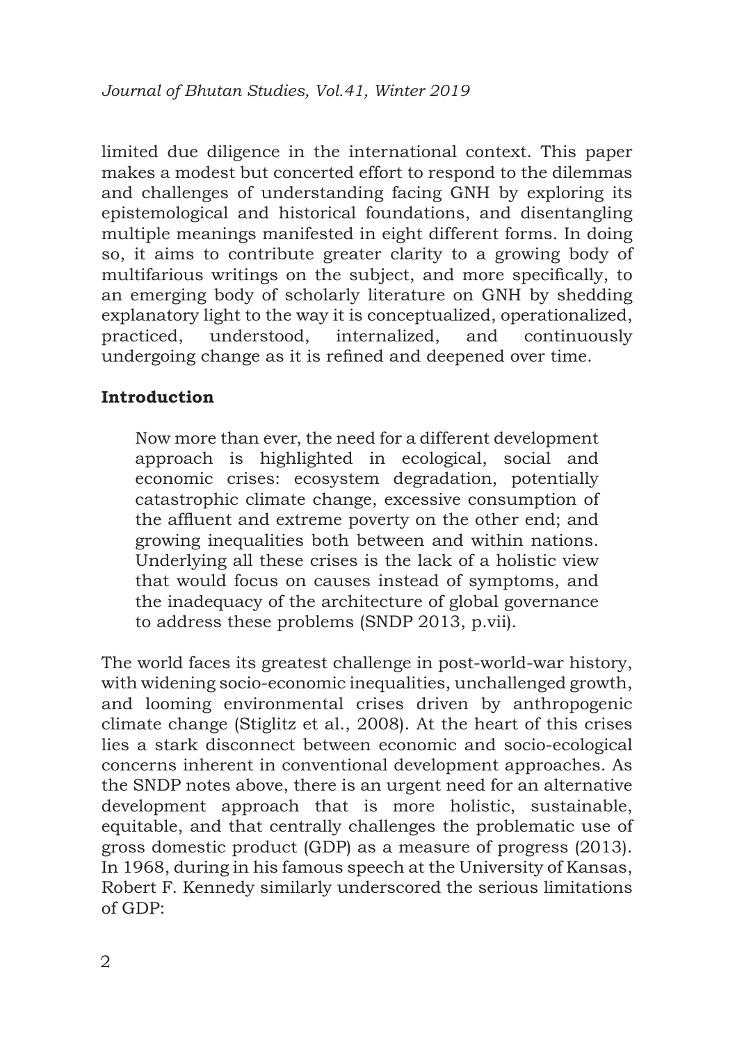limited due diligence in the international context. This paper makes a modest but concerted effort to respond to the dilemmas and challenges of understanding facing GNH by exploring its epistemological and historical foundations, and disentangling multiple meanings manifested in eight different forms. In doing so, it aims to contribute greater clarity to a growing body of multifarious writings on the subject, and more specifically, to an emerging body of scholarly literature on GNH by shedding explanatory light to the way it is conceptualized, operationalized, practiced, understood, internalized, and continuously undergoing change as it is refined and deepened over time.

## Introduction

> Now more than ever, the need for a different development approach is highlighted in ecological, social and economic crises: ecosystem degradation, potentially catastrophic climate change, excessive consumption of the affluent and extreme poverty on the other end; and growing inequalities both between and within nations. Underlying all these crises is the lack of a holistic view that would focus on causes instead of symptoms, and the inadequacy of the architecture of global governance to address these problems (SNDP 2013, p.vii).

The world faces its greatest challenge in post-world-war history, with widening socio-economic inequalities, unchallenged growth, and looming environmental crises driven by anthropogenic climate change (Stiglitz et al., 2008). At the heart of this crises lies a stark disconnect between economic and socio-ecological concerns inherent in conventional development approaches. As the SNDP notes above, there is an urgent need for an alternative development approach that is more holistic, sustainable, equitable, and that centrally challenges the problematic use of gross domestic product (GDP) as a measure of progress (2013). In 1968, during in his famous speech at the University of Kansas, Robert F. Kennedy similarly underscored the serious limitations of GDP: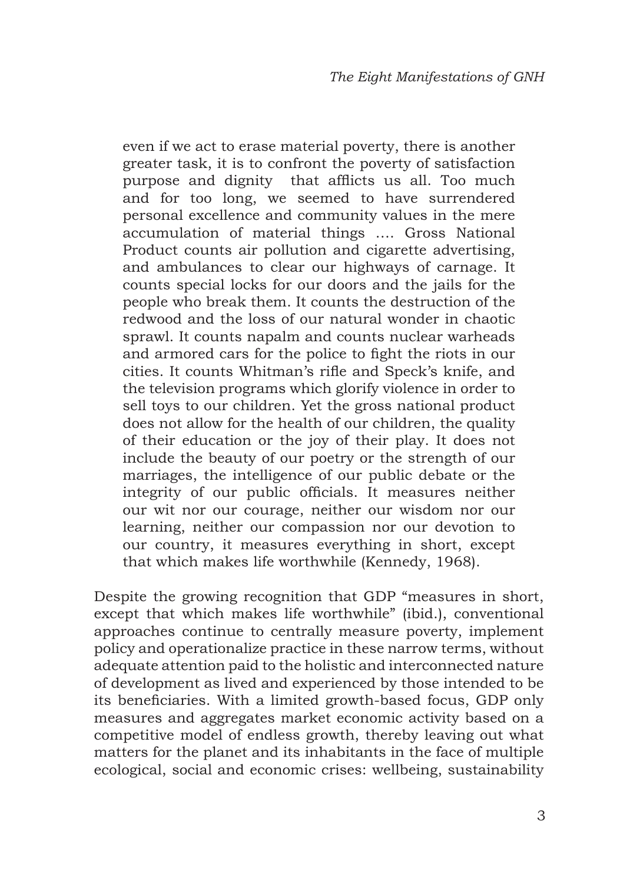> even if we act to erase material poverty, there is another greater task, it is to confront the poverty of satisfaction purpose and dignity that afflicts us all. Too much and for too long, we seemed to have surrendered personal excellence and community values in the mere accumulation of material things …. Gross National Product counts air pollution and cigarette advertising, and ambulances to clear our highways of carnage. It counts special locks for our doors and the jails for the people who break them. It counts the destruction of the redwood and the loss of our natural wonder in chaotic sprawl. It counts napalm and counts nuclear warheads and armored cars for the police to fight the riots in our cities. It counts Whitman's rifle and Speck's knife, and the television programs which glorify violence in order to sell toys to our children. Yet the gross national product does not allow for the health of our children, the quality of their education or the joy of their play. It does not include the beauty of our poetry or the strength of our marriages, the intelligence of our public debate or the integrity of our public officials. It measures neither our wit nor our courage, neither our wisdom nor our learning, neither our compassion nor our devotion to our country, it measures everything in short, except that which makes life worthwhile (Kennedy, 1968).

Despite the growing recognition that GDP "measures in short, except that which makes life worthwhile" (ibid.), conventional approaches continue to centrally measure poverty, implement policy and operationalize practice in these narrow terms, without adequate attention paid to the holistic and interconnected nature of development as lived and experienced by those intended to be its beneficiaries. With a limited growth-based focus, GDP only measures and aggregates market economic activity based on a competitive model of endless growth, thereby leaving out what matters for the planet and its inhabitants in the face of multiple ecological, social and economic crises: wellbeing, sustainability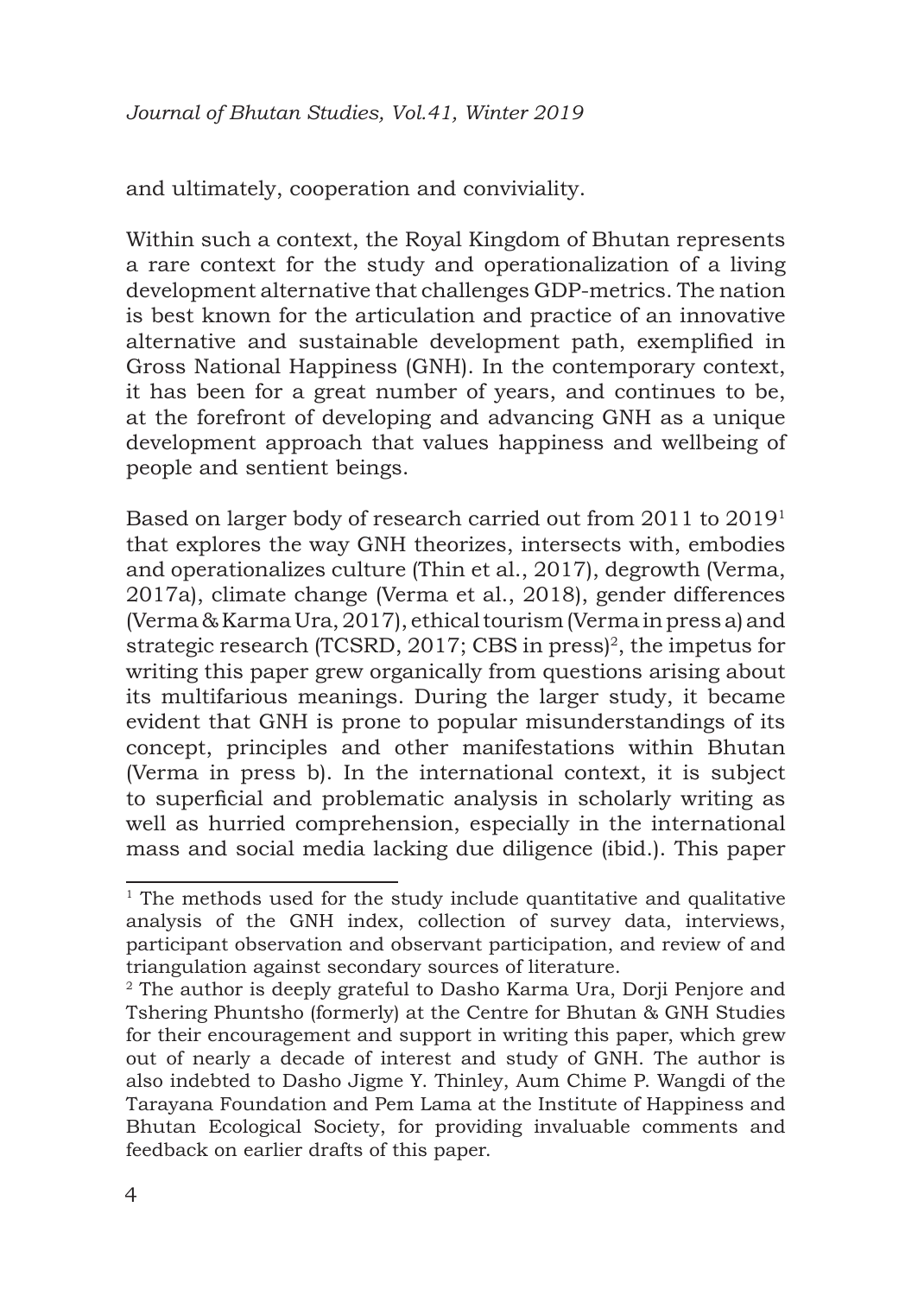and ultimately, cooperation and conviviality.

Within such a context, the Royal Kingdom of Bhutan represents a rare context for the study and operationalization of a living development alternative that challenges GDP-metrics. The nation is best known for the articulation and practice of an innovative alternative and sustainable development path, exemplified in Gross National Happiness (GNH). In the contemporary context, it has been for a great number of years, and continues to be, at the forefront of developing and advancing GNH as a unique development approach that values happiness and wellbeing of people and sentient beings.

Based on larger body of research carried out from 2011 to 2019[1] that explores the way GNH theorizes, intersects with, embodies and operationalizes culture (Thin et al., 2017), degrowth (Verma, 2017a), climate change (Verma et al., 2018), gender differences (Verma & Karma Ura, 2017), ethical tourism (Verma in press a) and strategic research (TCSRD, 2017; CBS in press)[2], the impetus for writing this paper grew organically from questions arising about its multifarious meanings. During the larger study, it became evident that GNH is prone to popular misunderstandings of its concept, principles and other manifestations within Bhutan (Verma in press b). In the international context, it is subject to superficial and problematic analysis in scholarly writing as well as hurried comprehension, especially in the international mass and social media lacking due diligence (ibid.). This paper

---

[1] The methods used for the study include quantitative and qualitative analysis of the GNH index, collection of survey data, interviews, participant observation and observant participation, and review of and triangulation against secondary sources of literature.

[2] The author is deeply grateful to Dasho Karma Ura, Dorji Penjore and Tshering Phuntsho (formerly) at the Centre for Bhutan & GNH Studies for their encouragement and support in writing this paper, which grew out of nearly a decade of interest and study of GNH. The author is also indebted to Dasho Jigme Y. Thinley, Aum Chime P. Wangdi of the Tarayana Foundation and Pem Lama at the Institute of Happiness and Bhutan Ecological Society, for providing invaluable comments and feedback on earlier drafts of this paper.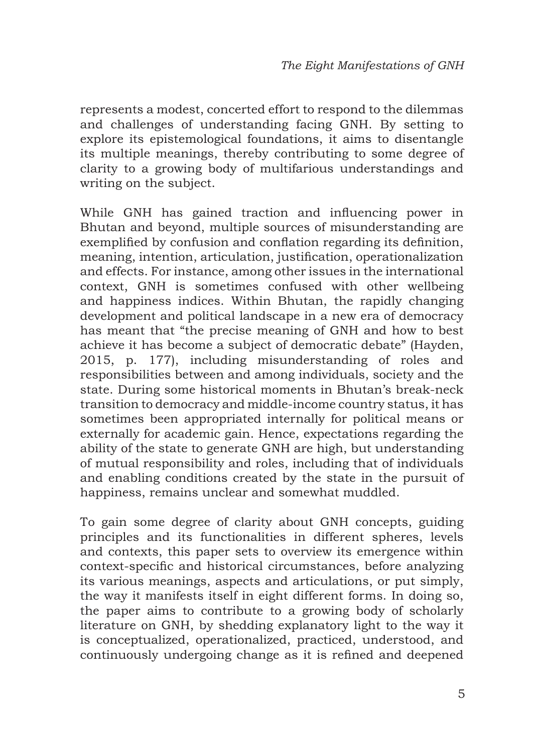represents a modest, concerted effort to respond to the dilemmas and challenges of understanding facing GNH. By setting to explore its epistemological foundations, it aims to disentangle its multiple meanings, thereby contributing to some degree of clarity to a growing body of multifarious understandings and writing on the subject.

While GNH has gained traction and influencing power in Bhutan and beyond, multiple sources of misunderstanding are exemplified by confusion and conflation regarding its definition, meaning, intention, articulation, justification, operationalization and effects. For instance, among other issues in the international context, GNH is sometimes confused with other wellbeing and happiness indices. Within Bhutan, the rapidly changing development and political landscape in a new era of democracy has meant that "the precise meaning of GNH and how to best achieve it has become a subject of democratic debate" (Hayden, 2015, p. 177), including misunderstanding of roles and responsibilities between and among individuals, society and the state. During some historical moments in Bhutan's break-neck transition to democracy and middle-income country status, it has sometimes been appropriated internally for political means or externally for academic gain. Hence, expectations regarding the ability of the state to generate GNH are high, but understanding of mutual responsibility and roles, including that of individuals and enabling conditions created by the state in the pursuit of happiness, remains unclear and somewhat muddled.

To gain some degree of clarity about GNH concepts, guiding principles and its functionalities in different spheres, levels and contexts, this paper sets to overview its emergence within context-specific and historical circumstances, before analyzing its various meanings, aspects and articulations, or put simply, the way it manifests itself in eight different forms. In doing so, the paper aims to contribute to a growing body of scholarly literature on GNH, by shedding explanatory light to the way it is conceptualized, operationalized, practiced, understood, and continuously undergoing change as it is refined and deepened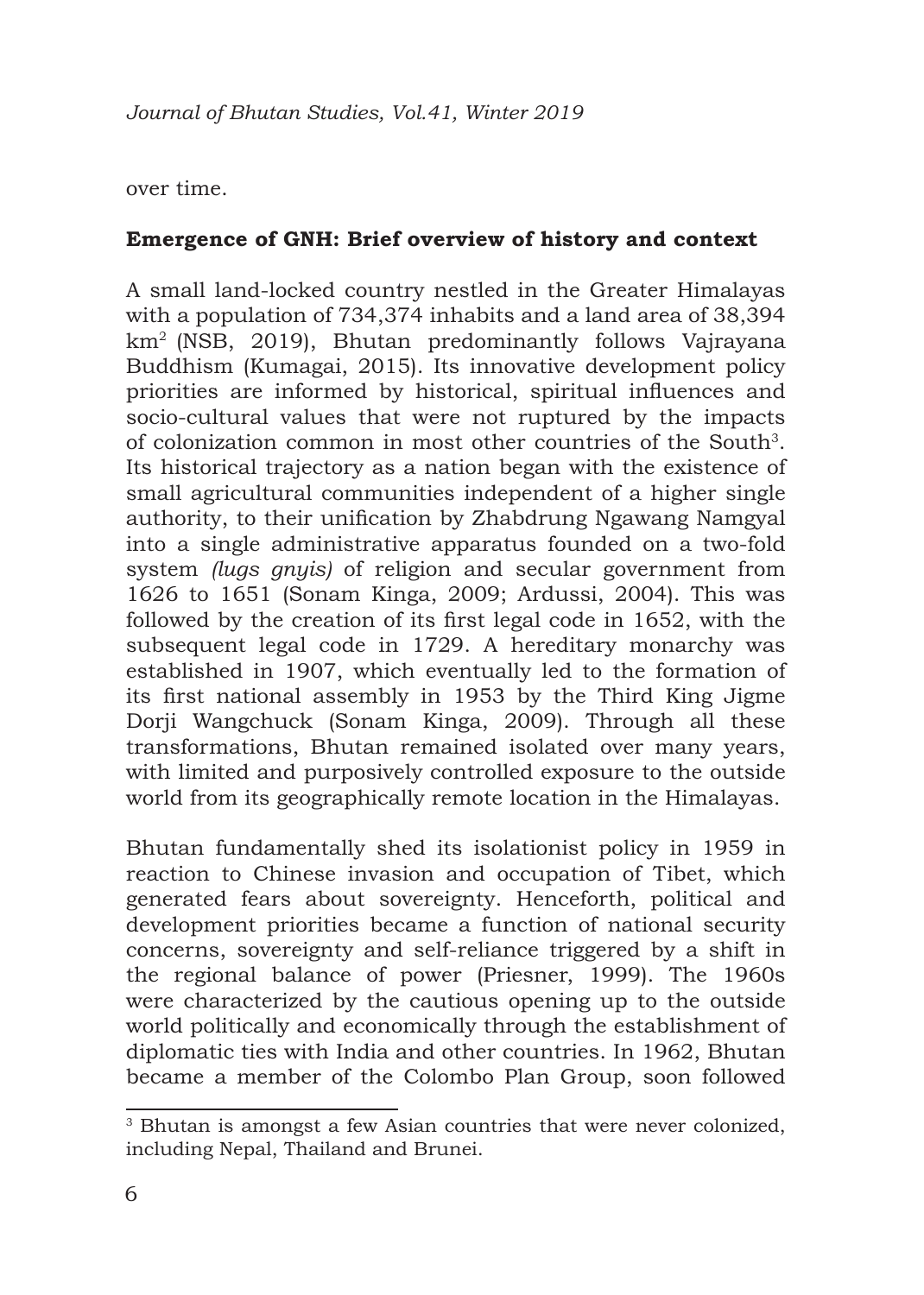over time.

## Emergence of GNH: Brief overview of history and context

A small land-locked country nestled in the Greater Himalayas with a population of 734,374 inhabits and a land area of 38,394 km$^2$ (NSB, 2019), Bhutan predominantly follows Vajrayana Buddhism (Kumagai, 2015). Its innovative development policy priorities are informed by historical, spiritual influences and socio-cultural values that were not ruptured by the impacts of colonization common in most other countries of the South[3]. Its historical trajectory as a nation began with the existence of small agricultural communities independent of a higher single authority, to their unification by Zhabdrung Ngawang Namgyal into a single administrative apparatus founded on a two-fold system *(lugs gnyis)* of religion and secular government from 1626 to 1651 (Sonam Kinga, 2009; Ardussi, 2004). This was followed by the creation of its first legal code in 1652, with the subsequent legal code in 1729. A hereditary monarchy was established in 1907, which eventually led to the formation of its first national assembly in 1953 by the Third King Jigme Dorji Wangchuck (Sonam Kinga, 2009). Through all these transformations, Bhutan remained isolated over many years, with limited and purposively controlled exposure to the outside world from its geographically remote location in the Himalayas.

Bhutan fundamentally shed its isolationist policy in 1959 in reaction to Chinese invasion and occupation of Tibet, which generated fears about sovereignty. Henceforth, political and development priorities became a function of national security concerns, sovereignty and self-reliance triggered by a shift in the regional balance of power (Priesner, 1999). The 1960s were characterized by the cautious opening up to the outside world politically and economically through the establishment of diplomatic ties with India and other countries. In 1962, Bhutan became a member of the Colombo Plan Group, soon followed

---

[3] Bhutan is amongst a few Asian countries that were never colonized, including Nepal, Thailand and Brunei.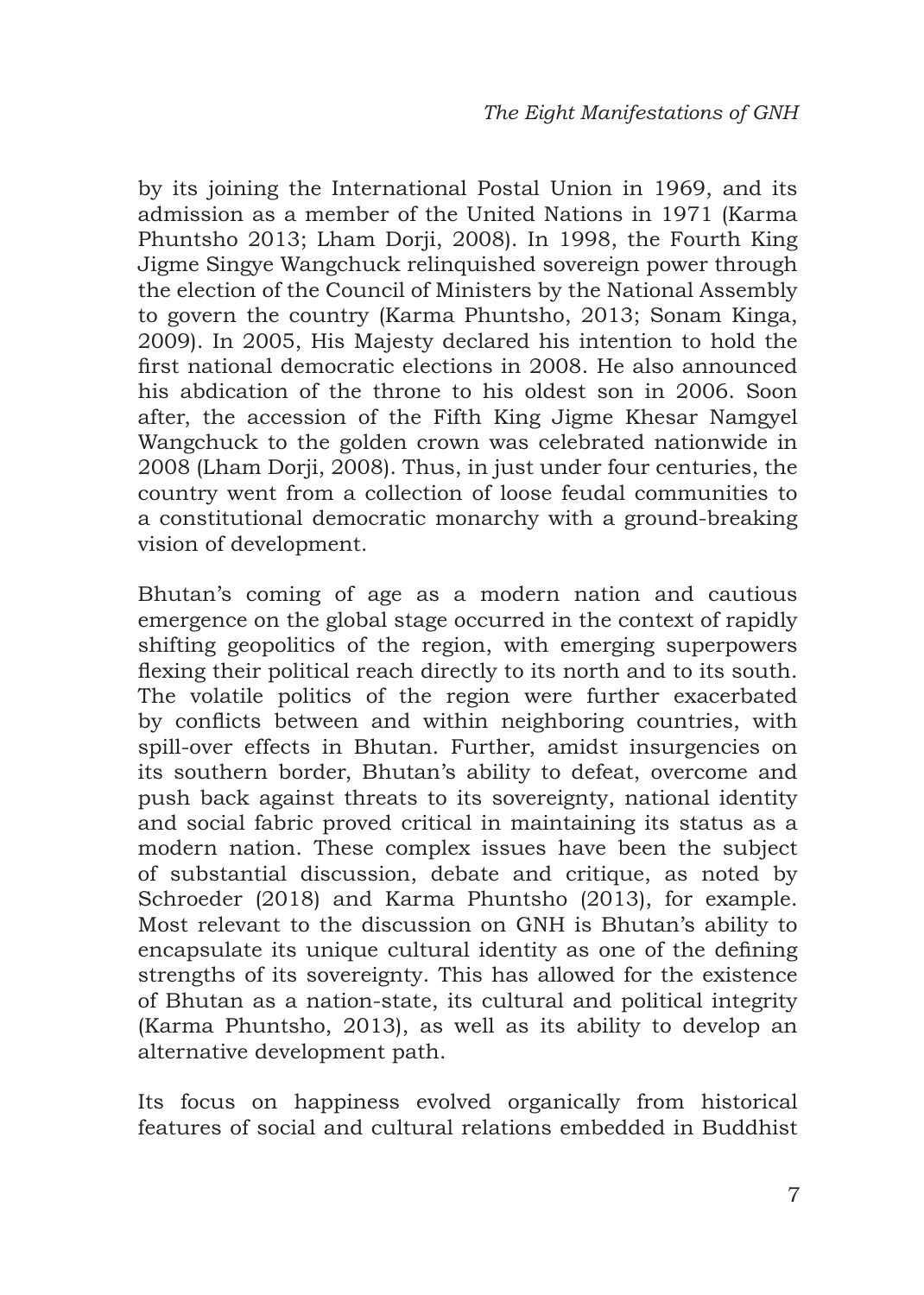by its joining the International Postal Union in 1969, and its admission as a member of the United Nations in 1971 (Karma Phuntsho 2013; Lham Dorji, 2008). In 1998, the Fourth King Jigme Singye Wangchuck relinquished sovereign power through the election of the Council of Ministers by the National Assembly to govern the country (Karma Phuntsho, 2013; Sonam Kinga, 2009). In 2005, His Majesty declared his intention to hold the first national democratic elections in 2008. He also announced his abdication of the throne to his oldest son in 2006. Soon after, the accession of the Fifth King Jigme Khesar Namgyel Wangchuck to the golden crown was celebrated nationwide in 2008 (Lham Dorji, 2008). Thus, in just under four centuries, the country went from a collection of loose feudal communities to a constitutional democratic monarchy with a ground-breaking vision of development.

Bhutan's coming of age as a modern nation and cautious emergence on the global stage occurred in the context of rapidly shifting geopolitics of the region, with emerging superpowers flexing their political reach directly to its north and to its south. The volatile politics of the region were further exacerbated by conflicts between and within neighboring countries, with spill-over effects in Bhutan. Further, amidst insurgencies on its southern border, Bhutan's ability to defeat, overcome and push back against threats to its sovereignty, national identity and social fabric proved critical in maintaining its status as a modern nation. These complex issues have been the subject of substantial discussion, debate and critique, as noted by Schroeder (2018) and Karma Phuntsho (2013), for example. Most relevant to the discussion on GNH is Bhutan's ability to encapsulate its unique cultural identity as one of the defining strengths of its sovereignty. This has allowed for the existence of Bhutan as a nation-state, its cultural and political integrity (Karma Phuntsho, 2013), as well as its ability to develop an alternative development path.

Its focus on happiness evolved organically from historical features of social and cultural relations embedded in Buddhist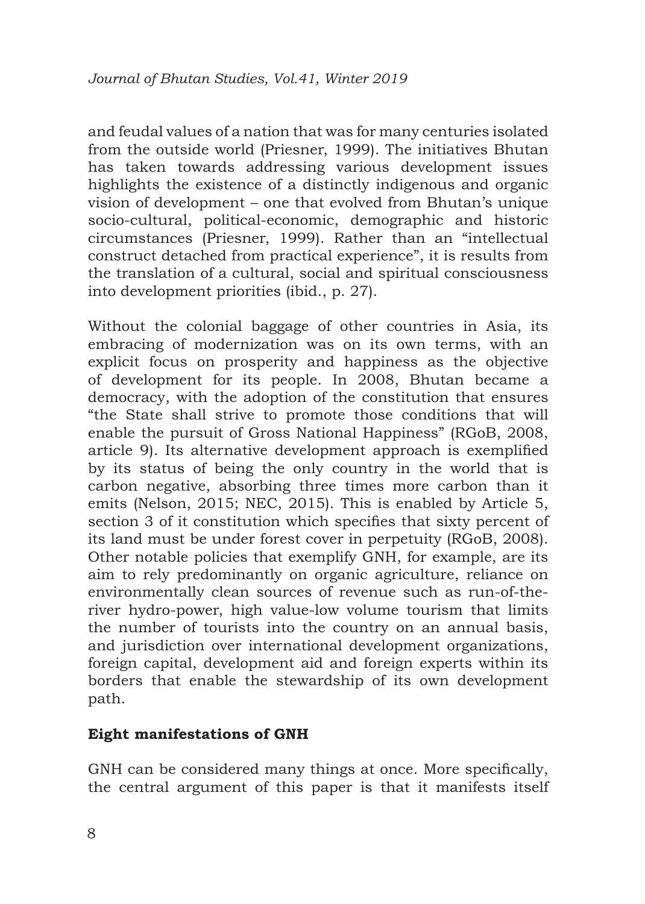and feudal values of a nation that was for many centuries isolated from the outside world (Priesner, 1999). The initiatives Bhutan has taken towards addressing various development issues highlights the existence of a distinctly indigenous and organic vision of development – one that evolved from Bhutan's unique socio-cultural, political-economic, demographic and historic circumstances (Priesner, 1999). Rather than an "intellectual construct detached from practical experience", it is results from the translation of a cultural, social and spiritual consciousness into development priorities (ibid., p. 27).

Without the colonial baggage of other countries in Asia, its embracing of modernization was on its own terms, with an explicit focus on prosperity and happiness as the objective of development for its people. In 2008, Bhutan became a democracy, with the adoption of the constitution that ensures "the State shall strive to promote those conditions that will enable the pursuit of Gross National Happiness" (RGoB, 2008, article 9). Its alternative development approach is exemplified by its status of being the only country in the world that is carbon negative, absorbing three times more carbon than it emits (Nelson, 2015; NEC, 2015). This is enabled by Article 5, section 3 of it constitution which specifies that sixty percent of its land must be under forest cover in perpetuity (RGoB, 2008). Other notable policies that exemplify GNH, for example, are its aim to rely predominantly on organic agriculture, reliance on environmentally clean sources of revenue such as run-of-the-river hydro-power, high value-low volume tourism that limits the number of tourists into the country on an annual basis, and jurisdiction over international development organizations, foreign capital, development aid and foreign experts within its borders that enable the stewardship of its own development path.

## Eight manifestations of GNH

GNH can be considered many things at once. More specifically, the central argument of this paper is that it manifests itself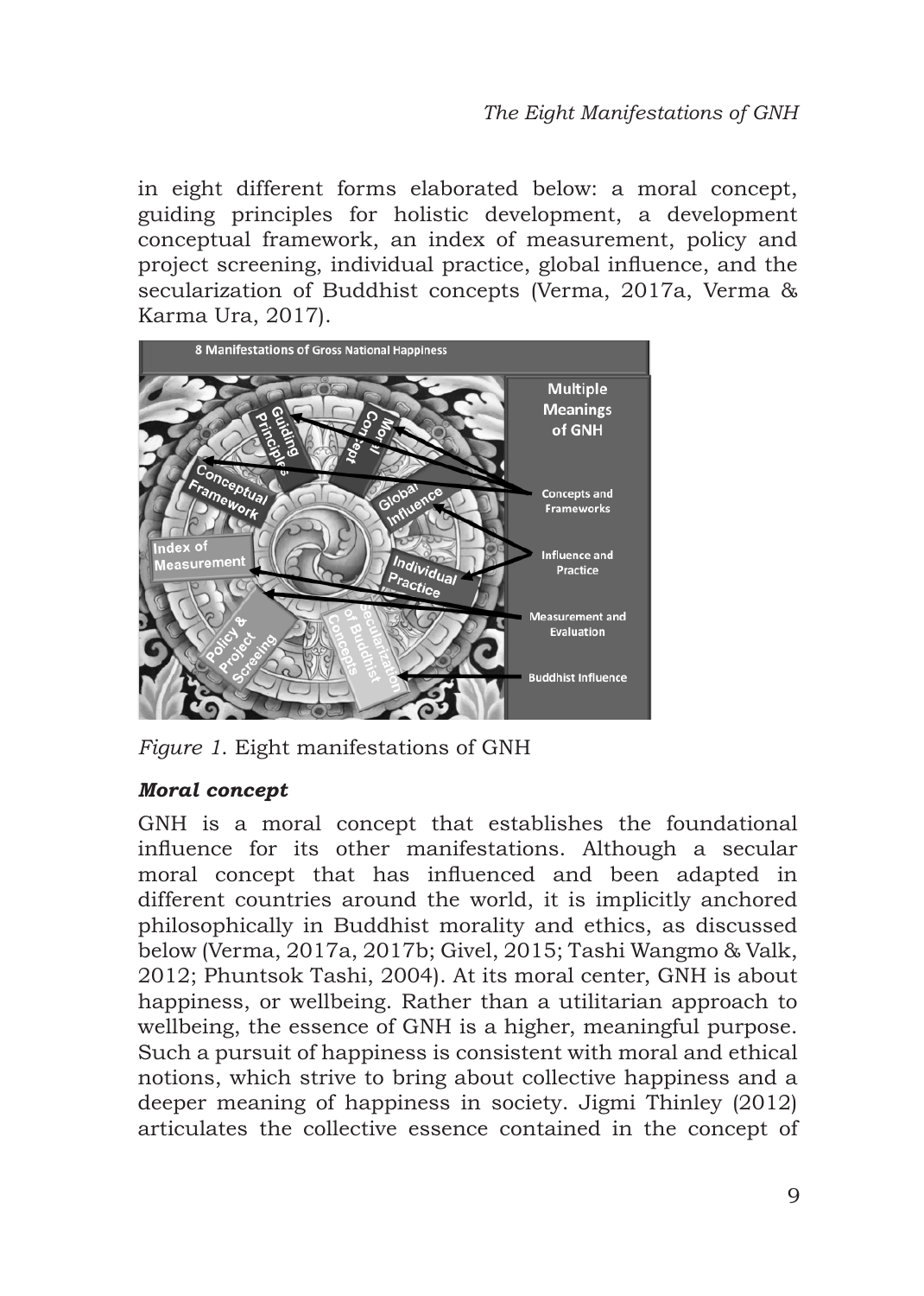in eight different forms elaborated below: a moral concept, guiding principles for holistic development, a development conceptual framework, an index of measurement, policy and project screening, individual practice, global influence, and the secularization of Buddhist concepts (Verma, 2017a, Verma & Karma Ura, 2017).

*Figure 1.* Eight manifestations of GNH

### *Moral concept*

GNH is a moral concept that establishes the foundational influence for its other manifestations. Although a secular moral concept that has influenced and been adapted in different countries around the world, it is implicitly anchored philosophically in Buddhist morality and ethics, as discussed below (Verma, 2017a, 2017b; Givel, 2015; Tashi Wangmo & Valk, 2012; Phuntsok Tashi, 2004). At its moral center, GNH is about happiness, or wellbeing. Rather than a utilitarian approach to wellbeing, the essence of GNH is a higher, meaningful purpose. Such a pursuit of happiness is consistent with moral and ethical notions, which strive to bring about collective happiness and a deeper meaning of happiness in society. Jigmi Thinley (2012) articulates the collective essence contained in the concept of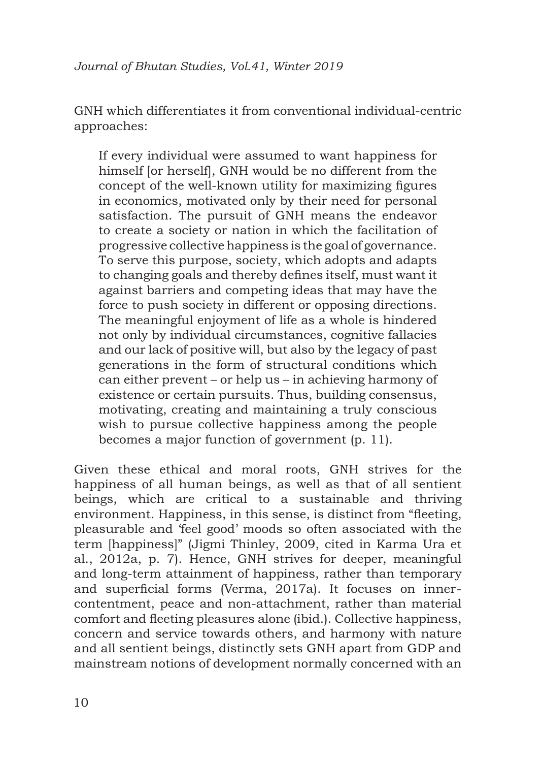GNH which differentiates it from conventional individual-centric approaches:

> If every individual were assumed to want happiness for himself [or herself], GNH would be no different from the concept of the well-known utility for maximizing figures in economics, motivated only by their need for personal satisfaction. The pursuit of GNH means the endeavor to create a society or nation in which the facilitation of progressive collective happiness is the goal of governance. To serve this purpose, society, which adopts and adapts to changing goals and thereby defines itself, must want it against barriers and competing ideas that may have the force to push society in different or opposing directions. The meaningful enjoyment of life as a whole is hindered not only by individual circumstances, cognitive fallacies and our lack of positive will, but also by the legacy of past generations in the form of structural conditions which can either prevent – or help us – in achieving harmony of existence or certain pursuits. Thus, building consensus, motivating, creating and maintaining a truly conscious wish to pursue collective happiness among the people becomes a major function of government (p. 11).

Given these ethical and moral roots, GNH strives for the happiness of all human beings, as well as that of all sentient beings, which are critical to a sustainable and thriving environment. Happiness, in this sense, is distinct from "fleeting, pleasurable and 'feel good' moods so often associated with the term [happiness]" (Jigmi Thinley, 2009, cited in Karma Ura et al., 2012a, p. 7). Hence, GNH strives for deeper, meaningful and long-term attainment of happiness, rather than temporary and superficial forms (Verma, 2017a). It focuses on inner-contentment, peace and non-attachment, rather than material comfort and fleeting pleasures alone (ibid.). Collective happiness, concern and service towards others, and harmony with nature and all sentient beings, distinctly sets GNH apart from GDP and mainstream notions of development normally concerned with an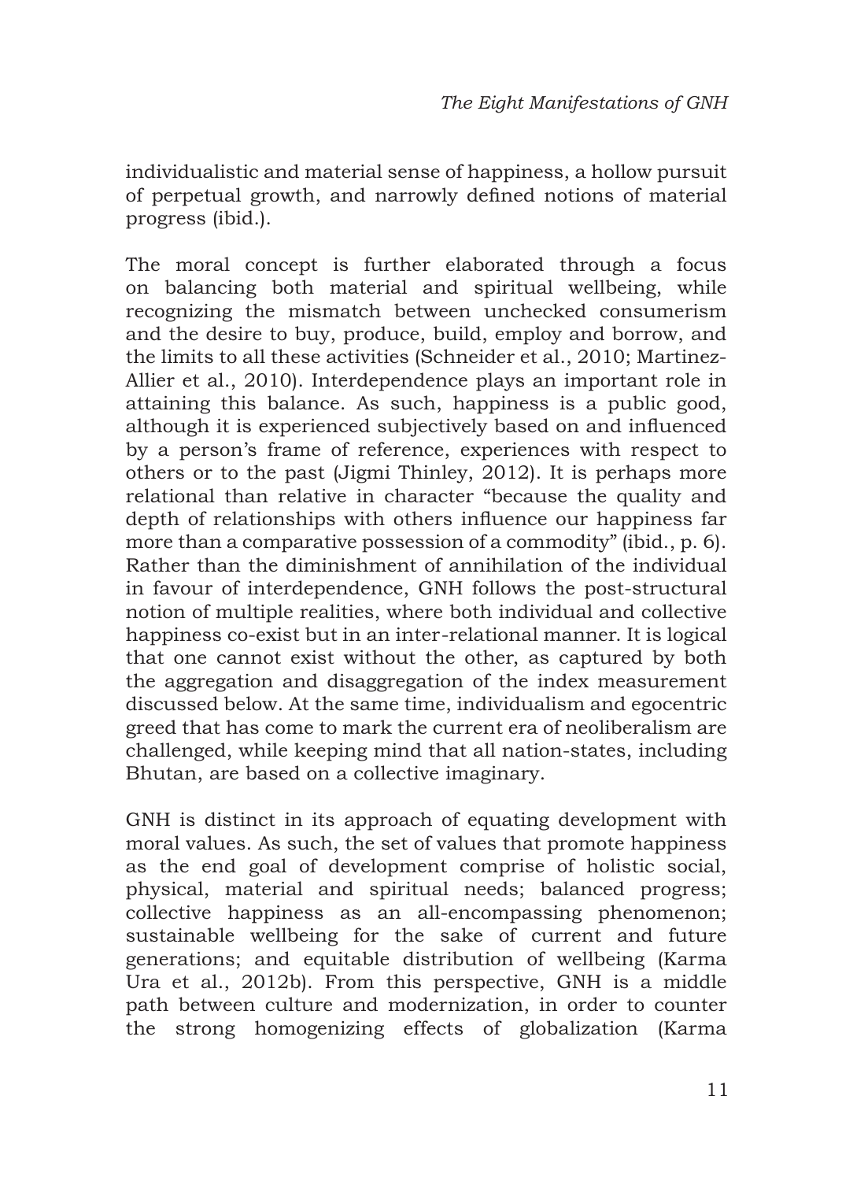individualistic and material sense of happiness, a hollow pursuit of perpetual growth, and narrowly defined notions of material progress (ibid.).

The moral concept is further elaborated through a focus on balancing both material and spiritual wellbeing, while recognizing the mismatch between unchecked consumerism and the desire to buy, produce, build, employ and borrow, and the limits to all these activities (Schneider et al., 2010; Martinez-Allier et al., 2010). Interdependence plays an important role in attaining this balance. As such, happiness is a public good, although it is experienced subjectively based on and influenced by a person's frame of reference, experiences with respect to others or to the past (Jigmi Thinley, 2012). It is perhaps more relational than relative in character "because the quality and depth of relationships with others influence our happiness far more than a comparative possession of a commodity" (ibid., p. 6). Rather than the diminishment of annihilation of the individual in favour of interdependence, GNH follows the post-structural notion of multiple realities, where both individual and collective happiness co-exist but in an inter-relational manner. It is logical that one cannot exist without the other, as captured by both the aggregation and disaggregation of the index measurement discussed below. At the same time, individualism and egocentric greed that has come to mark the current era of neoliberalism are challenged, while keeping mind that all nation-states, including Bhutan, are based on a collective imaginary.

GNH is distinct in its approach of equating development with moral values. As such, the set of values that promote happiness as the end goal of development comprise of holistic social, physical, material and spiritual needs; balanced progress; collective happiness as an all-encompassing phenomenon; sustainable wellbeing for the sake of current and future generations; and equitable distribution of wellbeing (Karma Ura et al., 2012b). From this perspective, GNH is a middle path between culture and modernization, in order to counter the strong homogenizing effects of globalization (Karma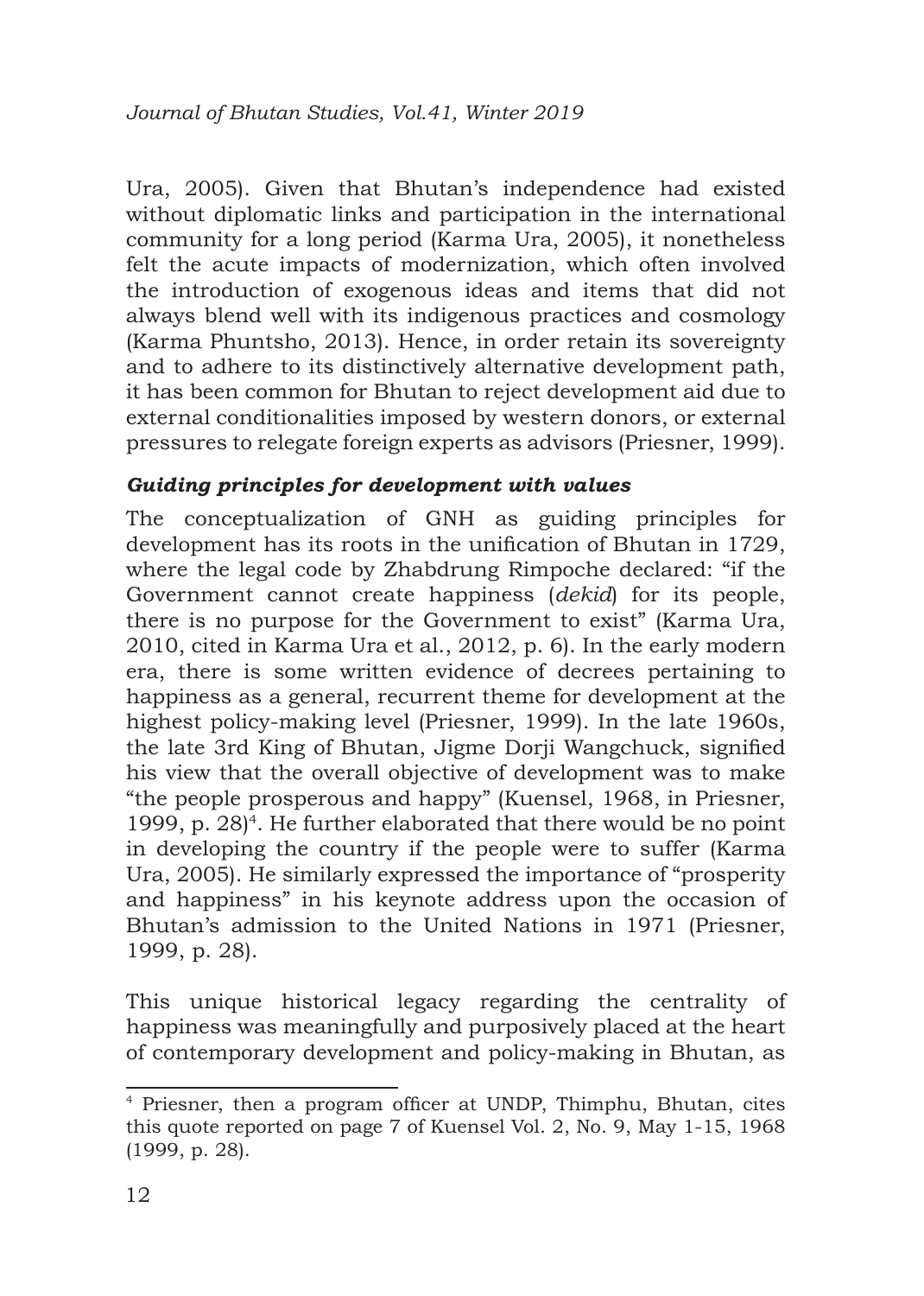Ura, 2005). Given that Bhutan's independence had existed without diplomatic links and participation in the international community for a long period (Karma Ura, 2005), it nonetheless felt the acute impacts of modernization, which often involved the introduction of exogenous ideas and items that did not always blend well with its indigenous practices and cosmology (Karma Phuntsho, 2013). Hence, in order retain its sovereignty and to adhere to its distinctively alternative development path, it has been common for Bhutan to reject development aid due to external conditionalities imposed by western donors, or external pressures to relegate foreign experts as advisors (Priesner, 1999).

### *Guiding principles for development with values*

The conceptualization of GNH as guiding principles for development has its roots in the unification of Bhutan in 1729, where the legal code by Zhabdrung Rimpoche declared: "if the Government cannot create happiness (*dekid*) for its people, there is no purpose for the Government to exist" (Karma Ura, 2010, cited in Karma Ura et al., 2012, p. 6). In the early modern era, there is some written evidence of decrees pertaining to happiness as a general, recurrent theme for development at the highest policy-making level (Priesner, 1999). In the late 1960s, the late 3rd King of Bhutan, Jigme Dorji Wangchuck, signified his view that the overall objective of development was to make "the people prosperous and happy" (Kuensel, 1968, in Priesner, 1999, p. 28)[4]. He further elaborated that there would be no point in developing the country if the people were to suffer (Karma Ura, 2005). He similarly expressed the importance of "prosperity and happiness" in his keynote address upon the occasion of Bhutan's admission to the United Nations in 1971 (Priesner, 1999, p. 28).

This unique historical legacy regarding the centrality of happiness was meaningfully and purposively placed at the heart of contemporary development and policy-making in Bhutan, as

---

[4] Priesner, then a program officer at UNDP, Thimphu, Bhutan, cites this quote reported on page 7 of Kuensel Vol. 2, No. 9, May 1-15, 1968 (1999, p. 28).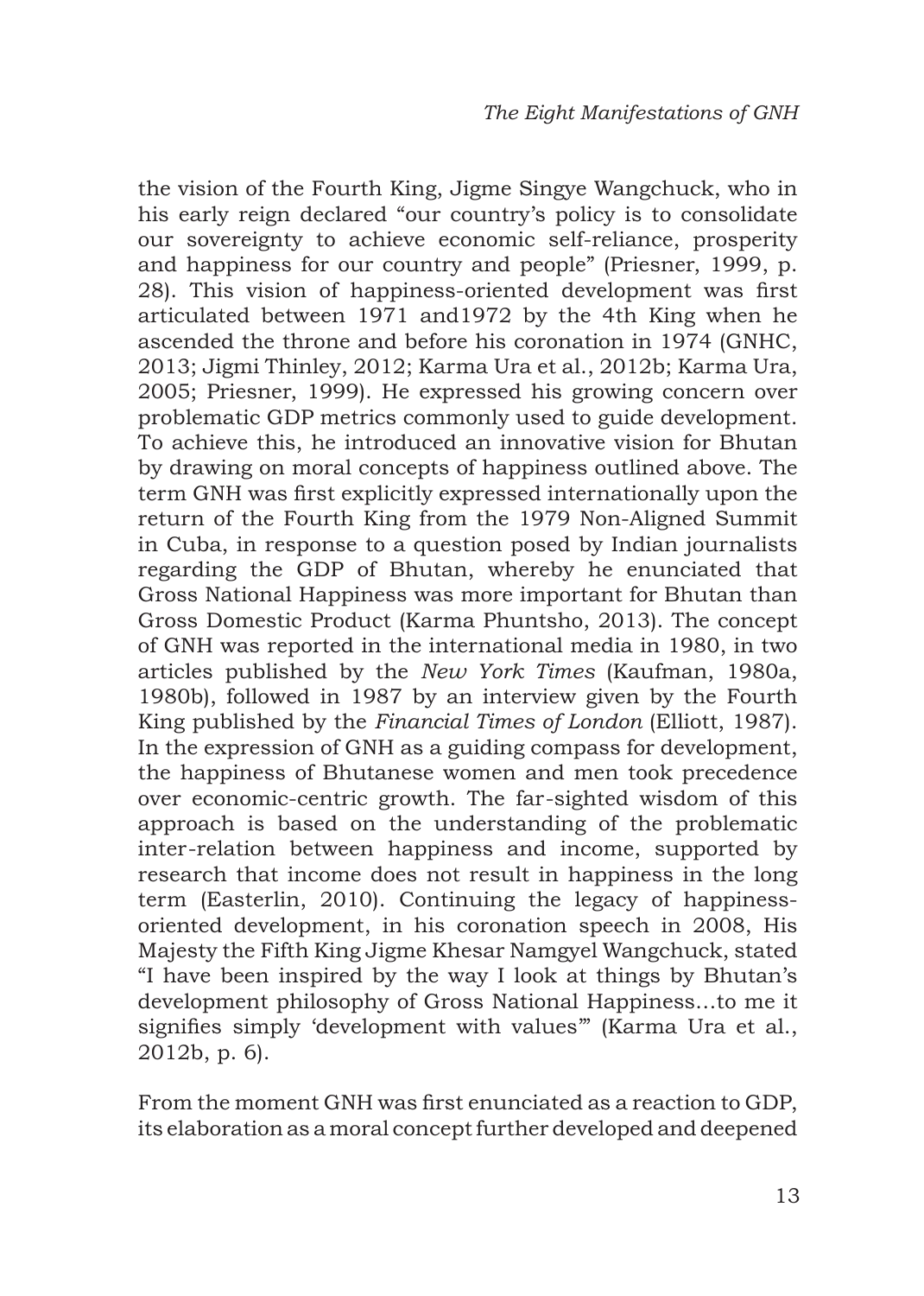the vision of the Fourth King, Jigme Singye Wangchuck, who in his early reign declared "our country's policy is to consolidate our sovereignty to achieve economic self-reliance, prosperity and happiness for our country and people" (Priesner, 1999, p. 28). This vision of happiness-oriented development was first articulated between 1971 and1972 by the 4th King when he ascended the throne and before his coronation in 1974 (GNHC, 2013; Jigmi Thinley, 2012; Karma Ura et al., 2012b; Karma Ura, 2005; Priesner, 1999). He expressed his growing concern over problematic GDP metrics commonly used to guide development. To achieve this, he introduced an innovative vision for Bhutan by drawing on moral concepts of happiness outlined above. The term GNH was first explicitly expressed internationally upon the return of the Fourth King from the 1979 Non-Aligned Summit in Cuba, in response to a question posed by Indian journalists regarding the GDP of Bhutan, whereby he enunciated that Gross National Happiness was more important for Bhutan than Gross Domestic Product (Karma Phuntsho, 2013). The concept of GNH was reported in the international media in 1980, in two articles published by the *New York Times* (Kaufman, 1980a, 1980b), followed in 1987 by an interview given by the Fourth King published by the *Financial Times of London* (Elliott, 1987). In the expression of GNH as a guiding compass for development, the happiness of Bhutanese women and men took precedence over economic-centric growth. The far-sighted wisdom of this approach is based on the understanding of the problematic inter-relation between happiness and income, supported by research that income does not result in happiness in the long term (Easterlin, 2010). Continuing the legacy of happiness-oriented development, in his coronation speech in 2008, His Majesty the Fifth King Jigme Khesar Namgyel Wangchuck, stated "I have been inspired by the way I look at things by Bhutan's development philosophy of Gross National Happiness…to me it signifies simply 'development with values'" (Karma Ura et al., 2012b, p. 6).

From the moment GNH was first enunciated as a reaction to GDP, its elaboration as a moral concept further developed and deepened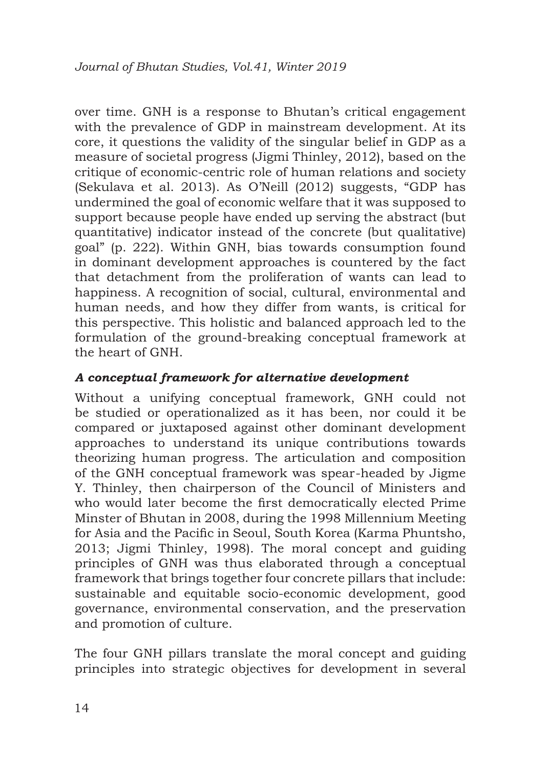over time. GNH is a response to Bhutan's critical engagement with the prevalence of GDP in mainstream development. At its core, it questions the validity of the singular belief in GDP as a measure of societal progress (Jigmi Thinley, 2012), based on the critique of economic-centric role of human relations and society (Sekulava et al. 2013). As O'Neill (2012) suggests, "GDP has undermined the goal of economic welfare that it was supposed to support because people have ended up serving the abstract (but quantitative) indicator instead of the concrete (but qualitative) goal" (p. 222). Within GNH, bias towards consumption found in dominant development approaches is countered by the fact that detachment from the proliferation of wants can lead to happiness. A recognition of social, cultural, environmental and human needs, and how they differ from wants, is critical for this perspective. This holistic and balanced approach led to the formulation of the ground-breaking conceptual framework at the heart of GNH.

### *A conceptual framework for alternative development*

Without a unifying conceptual framework, GNH could not be studied or operationalized as it has been, nor could it be compared or juxtaposed against other dominant development approaches to understand its unique contributions towards theorizing human progress. The articulation and composition of the GNH conceptual framework was spear-headed by Jigme Y. Thinley, then chairperson of the Council of Ministers and who would later become the first democratically elected Prime Minster of Bhutan in 2008, during the 1998 Millennium Meeting for Asia and the Pacific in Seoul, South Korea (Karma Phuntsho, 2013; Jigmi Thinley, 1998). The moral concept and guiding principles of GNH was thus elaborated through a conceptual framework that brings together four concrete pillars that include: sustainable and equitable socio-economic development, good governance, environmental conservation, and the preservation and promotion of culture.

The four GNH pillars translate the moral concept and guiding principles into strategic objectives for development in several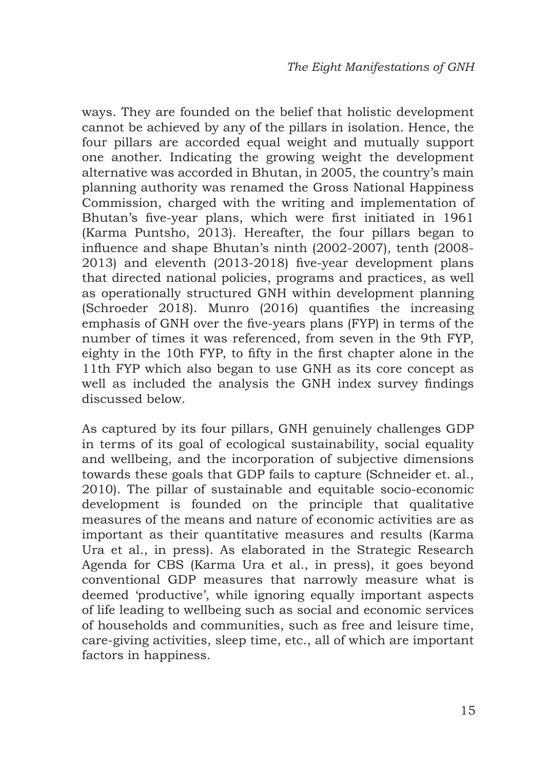ways. They are founded on the belief that holistic development cannot be achieved by any of the pillars in isolation. Hence, the four pillars are accorded equal weight and mutually support one another. Indicating the growing weight the development alternative was accorded in Bhutan, in 2005, the country's main planning authority was renamed the Gross National Happiness Commission, charged with the writing and implementation of Bhutan's five-year plans, which were first initiated in 1961 (Karma Puntsho, 2013). Hereafter, the four pillars began to influence and shape Bhutan's ninth (2002-2007), tenth (2008-2013) and eleventh (2013-2018) five-year development plans that directed national policies, programs and practices, as well as operationally structured GNH within development planning (Schroeder 2018). Munro (2016) quantifies the increasing emphasis of GNH over the five-years plans (FYP) in terms of the number of times it was referenced, from seven in the 9th FYP, eighty in the 10th FYP, to fifty in the first chapter alone in the 11th FYP which also began to use GNH as its core concept as well as included the analysis the GNH index survey findings discussed below.

As captured by its four pillars, GNH genuinely challenges GDP in terms of its goal of ecological sustainability, social equality and wellbeing, and the incorporation of subjective dimensions towards these goals that GDP fails to capture (Schneider et. al., 2010). The pillar of sustainable and equitable socio-economic development is founded on the principle that qualitative measures of the means and nature of economic activities are as important as their quantitative measures and results (Karma Ura et al., in press). As elaborated in the Strategic Research Agenda for CBS (Karma Ura et al., in press), it goes beyond conventional GDP measures that narrowly measure what is deemed 'productive', while ignoring equally important aspects of life leading to wellbeing such as social and economic services of households and communities, such as free and leisure time, care-giving activities, sleep time, etc., all of which are important factors in happiness.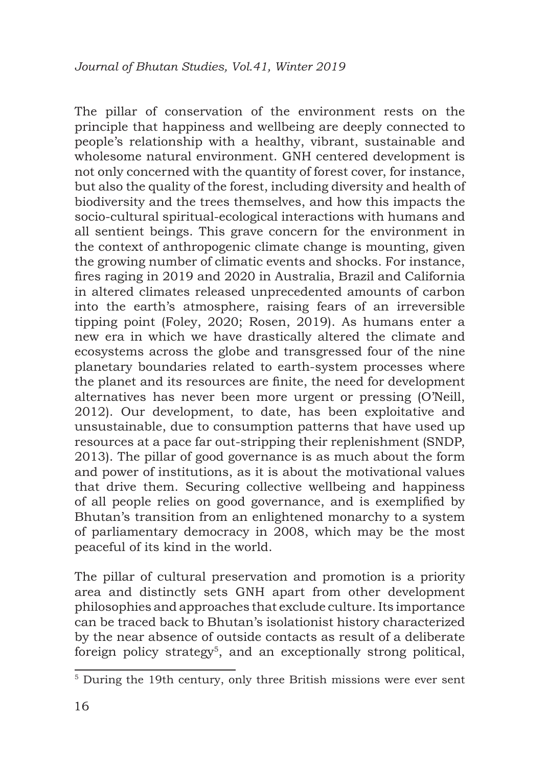The pillar of conservation of the environment rests on the principle that happiness and wellbeing are deeply connected to people's relationship with a healthy, vibrant, sustainable and wholesome natural environment. GNH centered development is not only concerned with the quantity of forest cover, for instance, but also the quality of the forest, including diversity and health of biodiversity and the trees themselves, and how this impacts the socio-cultural spiritual-ecological interactions with humans and all sentient beings. This grave concern for the environment in the context of anthropogenic climate change is mounting, given the growing number of climatic events and shocks. For instance, fires raging in 2019 and 2020 in Australia, Brazil and California in altered climates released unprecedented amounts of carbon into the earth's atmosphere, raising fears of an irreversible tipping point (Foley, 2020; Rosen, 2019). As humans enter a new era in which we have drastically altered the climate and ecosystems across the globe and transgressed four of the nine planetary boundaries related to earth-system processes where the planet and its resources are finite, the need for development alternatives has never been more urgent or pressing (O'Neill, 2012). Our development, to date, has been exploitative and unsustainable, due to consumption patterns that have used up resources at a pace far out-stripping their replenishment (SNDP, 2013). The pillar of good governance is as much about the form and power of institutions, as it is about the motivational values that drive them. Securing collective wellbeing and happiness of all people relies on good governance, and is exemplified by Bhutan's transition from an enlightened monarchy to a system of parliamentary democracy in 2008, which may be the most peaceful of its kind in the world.

The pillar of cultural preservation and promotion is a priority area and distinctly sets GNH apart from other development philosophies and approaches that exclude culture. Its importance can be traced back to Bhutan's isolationist history characterized by the near absence of outside contacts as result of a deliberate foreign policy strategy[5], and an exceptionally strong political,

[5] During the 19th century, only three British missions were ever sent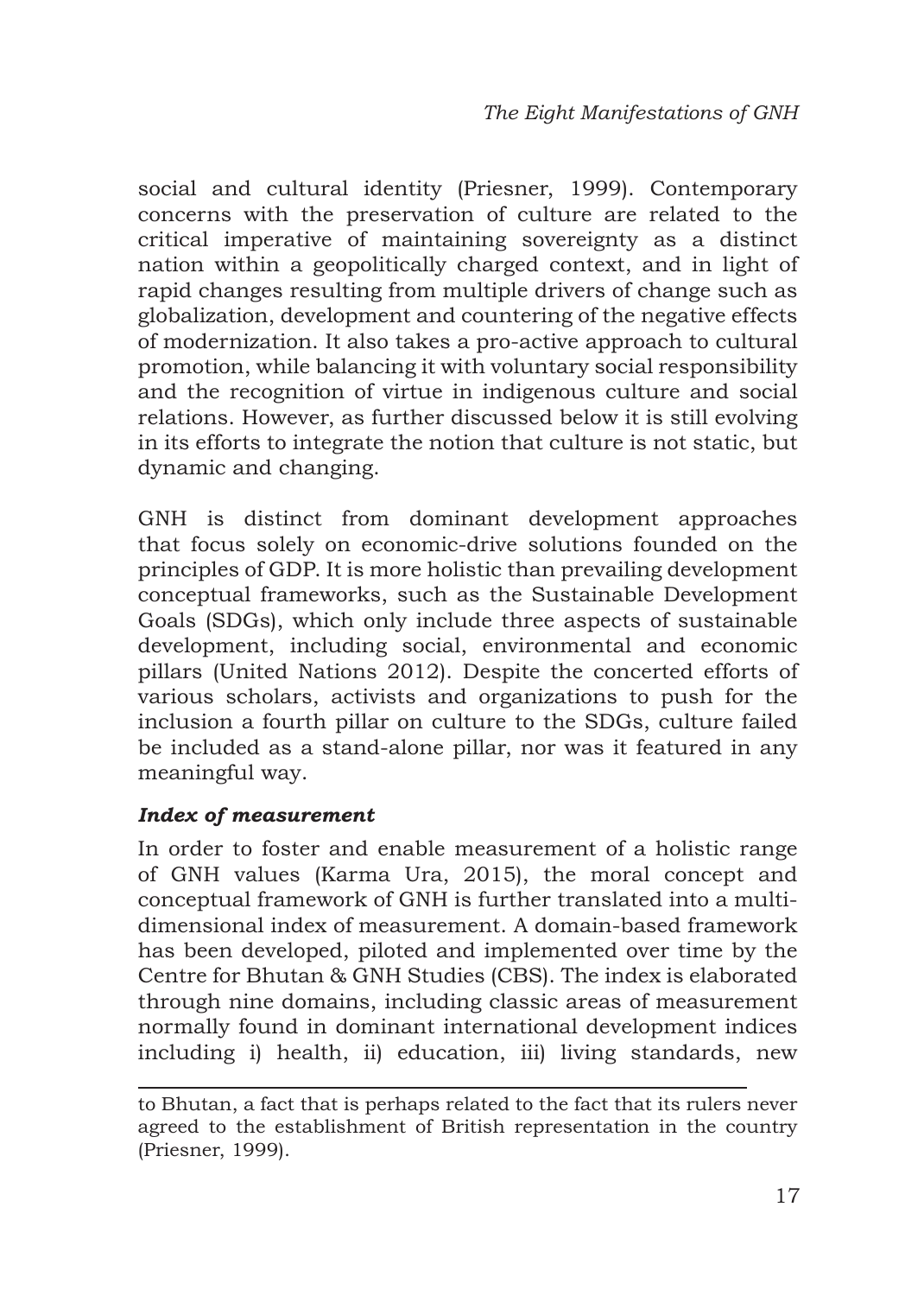social and cultural identity (Priesner, 1999). Contemporary concerns with the preservation of culture are related to the critical imperative of maintaining sovereignty as a distinct nation within a geopolitically charged context, and in light of rapid changes resulting from multiple drivers of change such as globalization, development and countering of the negative effects of modernization. It also takes a pro-active approach to cultural promotion, while balancing it with voluntary social responsibility and the recognition of virtue in indigenous culture and social relations. However, as further discussed below it is still evolving in its efforts to integrate the notion that culture is not static, but dynamic and changing.

GNH is distinct from dominant development approaches that focus solely on economic-drive solutions founded on the principles of GDP. It is more holistic than prevailing development conceptual frameworks, such as the Sustainable Development Goals (SDGs), which only include three aspects of sustainable development, including social, environmental and economic pillars (United Nations 2012). Despite the concerted efforts of various scholars, activists and organizations to push for the inclusion a fourth pillar on culture to the SDGs, culture failed be included as a stand-alone pillar, nor was it featured in any meaningful way.

***Index of measurement***

In order to foster and enable measurement of a holistic range of GNH values (Karma Ura, 2015), the moral concept and conceptual framework of GNH is further translated into a multi-dimensional index of measurement. A domain-based framework has been developed, piloted and implemented over time by the Centre for Bhutan & GNH Studies (CBS). The index is elaborated through nine domains, including classic areas of measurement normally found in dominant international development indices including i) health, ii) education, iii) living standards, new

---

to Bhutan, a fact that is perhaps related to the fact that its rulers never agreed to the establishment of British representation in the country (Priesner, 1999).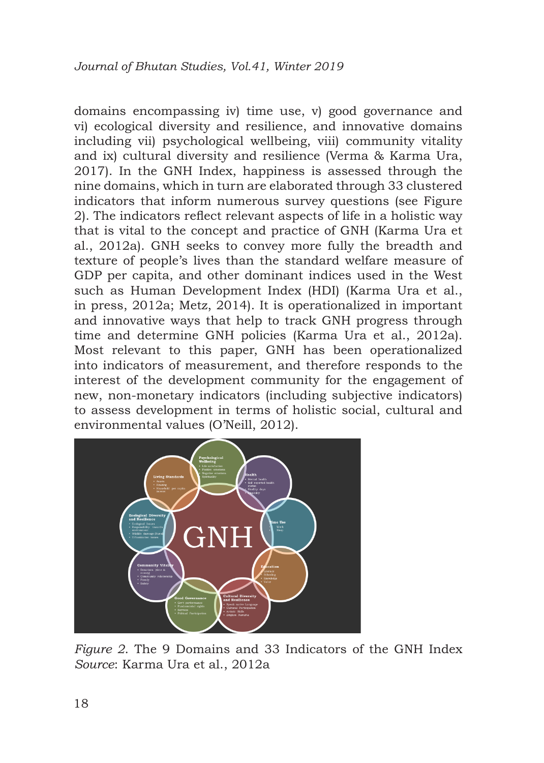domains encompassing iv) time use, v) good governance and vi) ecological diversity and resilience, and innovative domains including vii) psychological wellbeing, viii) community vitality and ix) cultural diversity and resilience (Verma & Karma Ura, 2017). In the GNH Index, happiness is assessed through the nine domains, which in turn are elaborated through 33 clustered indicators that inform numerous survey questions (see Figure 2). The indicators reflect relevant aspects of life in a holistic way that is vital to the concept and practice of GNH (Karma Ura et al., 2012a). GNH seeks to convey more fully the breadth and texture of people's lives than the standard welfare measure of GDP per capita, and other dominant indices used in the West such as Human Development Index (HDI) (Karma Ura et al., in press, 2012a; Metz, 2014). It is operationalized in important and innovative ways that help to track GNH progress through time and determine GNH policies (Karma Ura et al., 2012a). Most relevant to this paper, GNH has been operationalized into indicators of measurement, and therefore responds to the interest of the development community for the engagement of new, non-monetary indicators (including subjective indicators) to assess development in terms of holistic social, cultural and environmental values (O'Neill, 2012).

*Figure 2*. The 9 Domains and 33 Indicators of the GNH Index
*Source*: Karma Ura et al., 2012a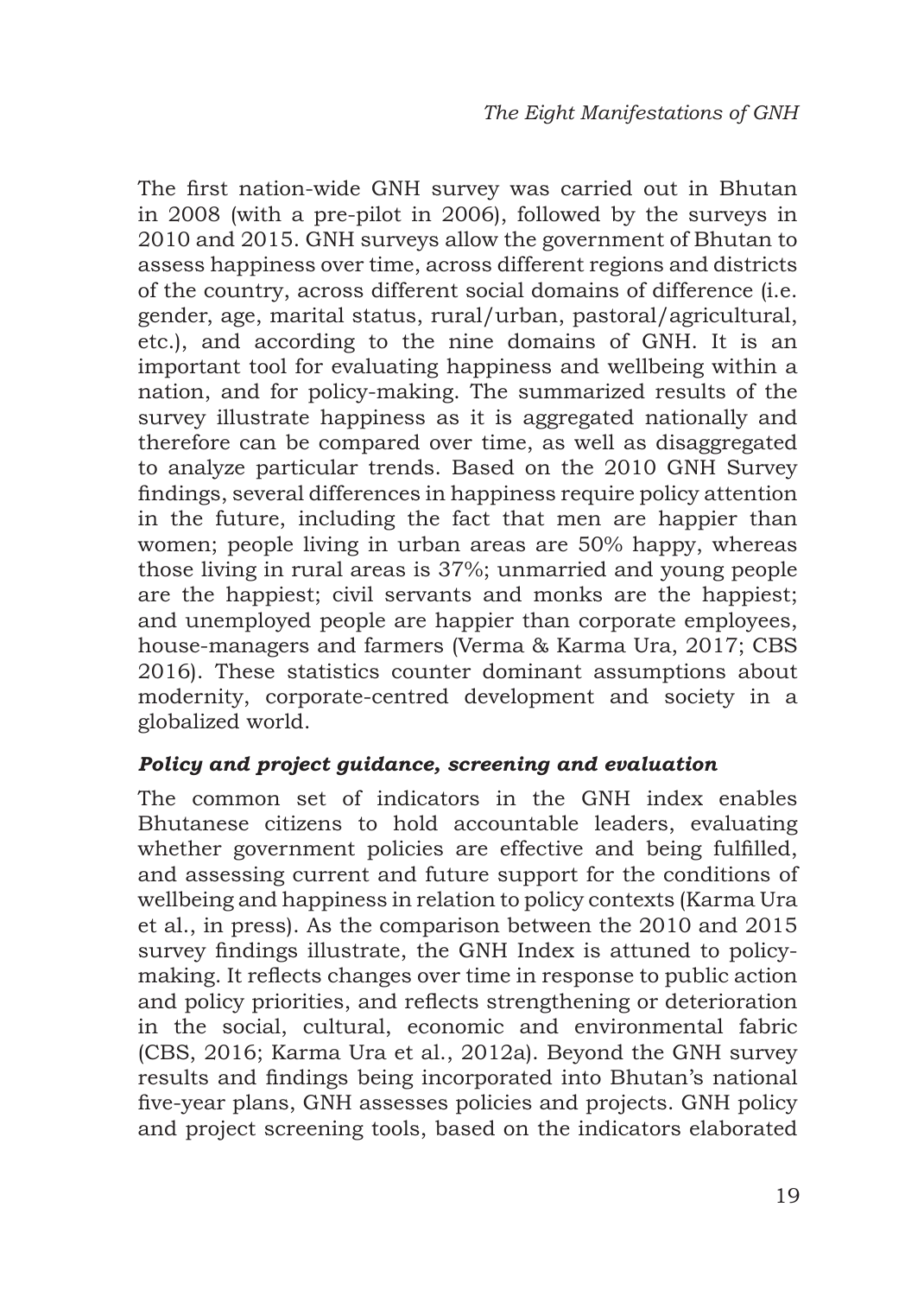The first nation-wide GNH survey was carried out in Bhutan in 2008 (with a pre-pilot in 2006), followed by the surveys in 2010 and 2015. GNH surveys allow the government of Bhutan to assess happiness over time, across different regions and districts of the country, across different social domains of difference (i.e. gender, age, marital status, rural/urban, pastoral/agricultural, etc.), and according to the nine domains of GNH. It is an important tool for evaluating happiness and wellbeing within a nation, and for policy-making. The summarized results of the survey illustrate happiness as it is aggregated nationally and therefore can be compared over time, as well as disaggregated to analyze particular trends. Based on the 2010 GNH Survey findings, several differences in happiness require policy attention in the future, including the fact that men are happier than women; people living in urban areas are 50% happy, whereas those living in rural areas is 37%; unmarried and young people are the happiest; civil servants and monks are the happiest; and unemployed people are happier than corporate employees, house-managers and farmers (Verma & Karma Ura, 2017; CBS 2016). These statistics counter dominant assumptions about modernity, corporate-centred development and society in a globalized world.

***Policy and project guidance, screening and evaluation***

The common set of indicators in the GNH index enables Bhutanese citizens to hold accountable leaders, evaluating whether government policies are effective and being fulfilled, and assessing current and future support for the conditions of wellbeing and happiness in relation to policy contexts (Karma Ura et al., in press). As the comparison between the 2010 and 2015 survey findings illustrate, the GNH Index is attuned to policy-making. It reflects changes over time in response to public action and policy priorities, and reflects strengthening or deterioration in the social, cultural, economic and environmental fabric (CBS, 2016; Karma Ura et al., 2012a). Beyond the GNH survey results and findings being incorporated into Bhutan's national five-year plans, GNH assesses policies and projects. GNH policy and project screening tools, based on the indicators elaborated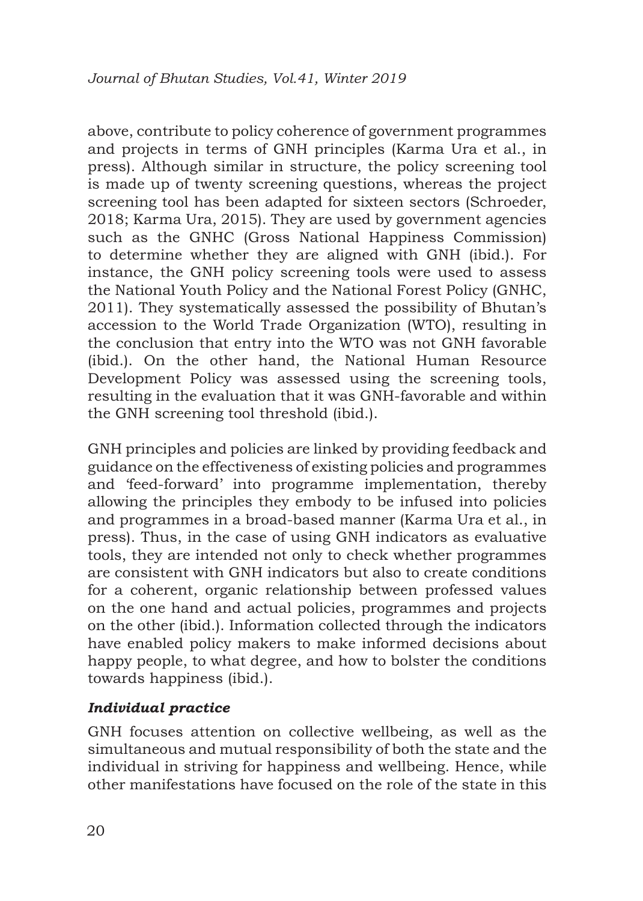above, contribute to policy coherence of government programmes and projects in terms of GNH principles (Karma Ura et al., in press). Although similar in structure, the policy screening tool is made up of twenty screening questions, whereas the project screening tool has been adapted for sixteen sectors (Schroeder, 2018; Karma Ura, 2015). They are used by government agencies such as the GNHC (Gross National Happiness Commission) to determine whether they are aligned with GNH (ibid.). For instance, the GNH policy screening tools were used to assess the National Youth Policy and the National Forest Policy (GNHC, 2011). They systematically assessed the possibility of Bhutan's accession to the World Trade Organization (WTO), resulting in the conclusion that entry into the WTO was not GNH favorable (ibid.). On the other hand, the National Human Resource Development Policy was assessed using the screening tools, resulting in the evaluation that it was GNH-favorable and within the GNH screening tool threshold (ibid.).

GNH principles and policies are linked by providing feedback and guidance on the effectiveness of existing policies and programmes and 'feed-forward' into programme implementation, thereby allowing the principles they embody to be infused into policies and programmes in a broad-based manner (Karma Ura et al., in press). Thus, in the case of using GNH indicators as evaluative tools, they are intended not only to check whether programmes are consistent with GNH indicators but also to create conditions for a coherent, organic relationship between professed values on the one hand and actual policies, programmes and projects on the other (ibid.). Information collected through the indicators have enabled policy makers to make informed decisions about happy people, to what degree, and how to bolster the conditions towards happiness (ibid.).

### *Individual practice*

GNH focuses attention on collective wellbeing, as well as the simultaneous and mutual responsibility of both the state and the individual in striving for happiness and wellbeing. Hence, while other manifestations have focused on the role of the state in this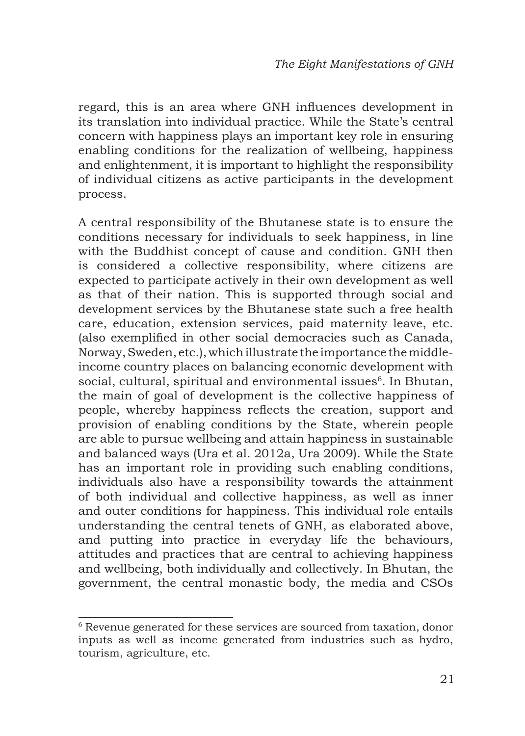regard, this is an area where GNH influences development in its translation into individual practice. While the State's central concern with happiness plays an important key role in ensuring enabling conditions for the realization of wellbeing, happiness and enlightenment, it is important to highlight the responsibility of individual citizens as active participants in the development process.

A central responsibility of the Bhutanese state is to ensure the conditions necessary for individuals to seek happiness, in line with the Buddhist concept of cause and condition. GNH then is considered a collective responsibility, where citizens are expected to participate actively in their own development as well as that of their nation. This is supported through social and development services by the Bhutanese state such a free health care, education, extension services, paid maternity leave, etc. (also exemplified in other social democracies such as Canada, Norway, Sweden, etc.), which illustrate the importance the middle-income country places on balancing economic development with social, cultural, spiritual and environmental issues[6]. In Bhutan, the main of goal of development is the collective happiness of people, whereby happiness reflects the creation, support and provision of enabling conditions by the State, wherein people are able to pursue wellbeing and attain happiness in sustainable and balanced ways (Ura et al. 2012a, Ura 2009). While the State has an important role in providing such enabling conditions, individuals also have a responsibility towards the attainment of both individual and collective happiness, as well as inner and outer conditions for happiness. This individual role entails understanding the central tenets of GNH, as elaborated above, and putting into practice in everyday life the behaviours, attitudes and practices that are central to achieving happiness and wellbeing, both individually and collectively. In Bhutan, the government, the central monastic body, the media and CSOs

[6] Revenue generated for these services are sourced from taxation, donor inputs as well as income generated from industries such as hydro, tourism, agriculture, etc.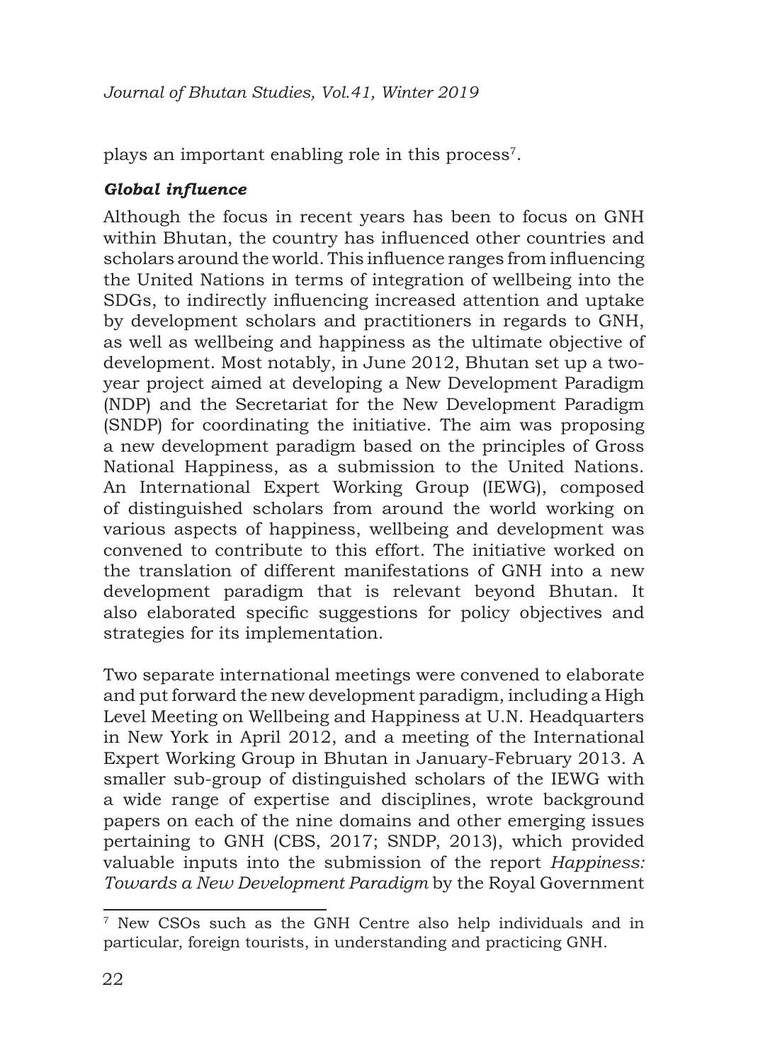plays an important enabling role in this process[7].

### *Global influence*

Although the focus in recent years has been to focus on GNH within Bhutan, the country has influenced other countries and scholars around the world. This influence ranges from influencing the United Nations in terms of integration of wellbeing into the SDGs, to indirectly influencing increased attention and uptake by development scholars and practitioners in regards to GNH, as well as wellbeing and happiness as the ultimate objective of development. Most notably, in June 2012, Bhutan set up a two-year project aimed at developing a New Development Paradigm (NDP) and the Secretariat for the New Development Paradigm (SNDP) for coordinating the initiative. The aim was proposing a new development paradigm based on the principles of Gross National Happiness, as a submission to the United Nations. An International Expert Working Group (IEWG), composed of distinguished scholars from around the world working on various aspects of happiness, wellbeing and development was convened to contribute to this effort. The initiative worked on the translation of different manifestations of GNH into a new development paradigm that is relevant beyond Bhutan. It also elaborated specific suggestions for policy objectives and strategies for its implementation.

Two separate international meetings were convened to elaborate and put forward the new development paradigm, including a High Level Meeting on Wellbeing and Happiness at U.N. Headquarters in New York in April 2012, and a meeting of the International Expert Working Group in Bhutan in January-February 2013. A smaller sub-group of distinguished scholars of the IEWG with a wide range of expertise and disciplines, wrote background papers on each of the nine domains and other emerging issues pertaining to GNH (CBS, 2017; SNDP, 2013), which provided valuable inputs into the submission of the report *Happiness: Towards a New Development Paradigm* by the Royal Government

---

[7] New CSOs such as the GNH Centre also help individuals and in particular, foreign tourists, in understanding and practicing GNH.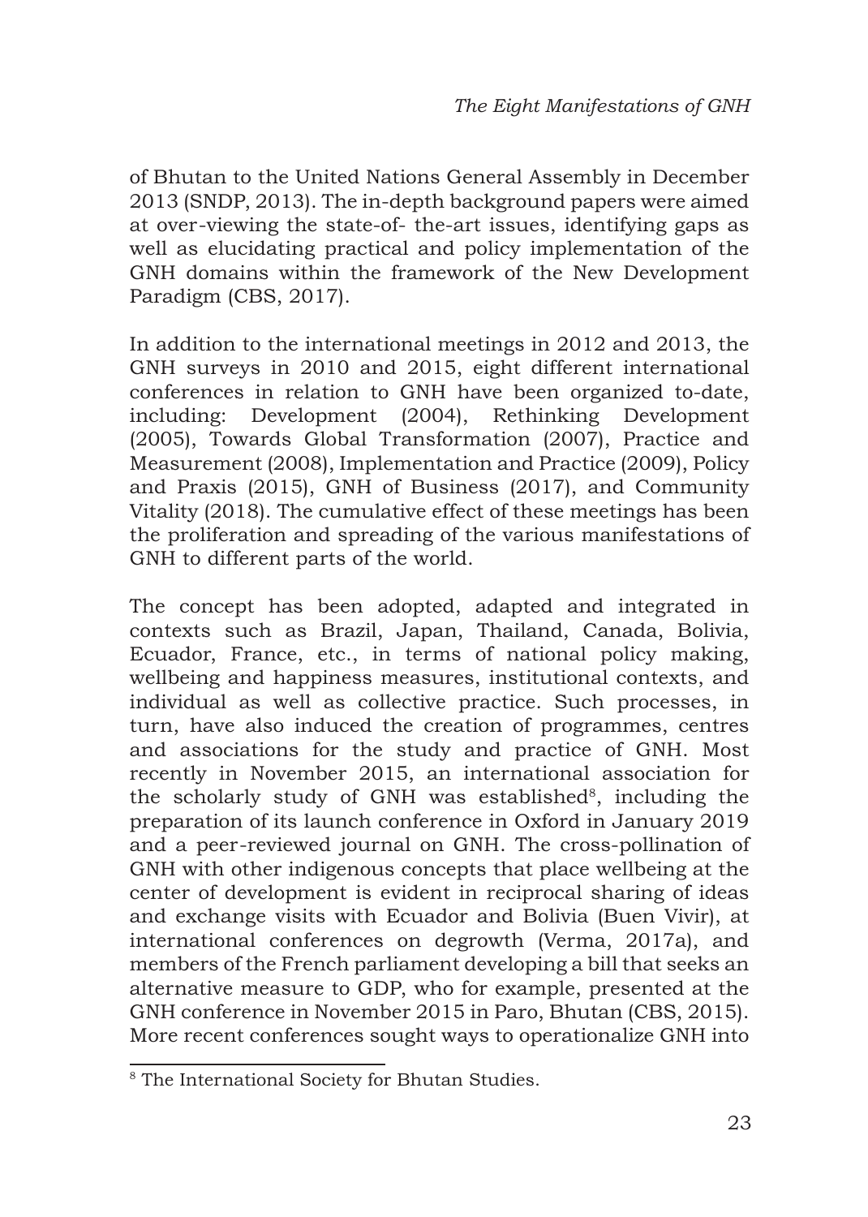of Bhutan to the United Nations General Assembly in December 2013 (SNDP, 2013). The in-depth background papers were aimed at over-viewing the state-of- the-art issues, identifying gaps as well as elucidating practical and policy implementation of the GNH domains within the framework of the New Development Paradigm (CBS, 2017).

In addition to the international meetings in 2012 and 2013, the GNH surveys in 2010 and 2015, eight different international conferences in relation to GNH have been organized to-date, including: Development (2004), Rethinking Development (2005), Towards Global Transformation (2007), Practice and Measurement (2008), Implementation and Practice (2009), Policy and Praxis (2015), GNH of Business (2017), and Community Vitality (2018). The cumulative effect of these meetings has been the proliferation and spreading of the various manifestations of GNH to different parts of the world.

The concept has been adopted, adapted and integrated in contexts such as Brazil, Japan, Thailand, Canada, Bolivia, Ecuador, France, etc., in terms of national policy making, wellbeing and happiness measures, institutional contexts, and individual as well as collective practice. Such processes, in turn, have also induced the creation of programmes, centres and associations for the study and practice of GNH. Most recently in November 2015, an international association for the scholarly study of GNH was established[8], including the preparation of its launch conference in Oxford in January 2019 and a peer-reviewed journal on GNH. The cross-pollination of GNH with other indigenous concepts that place wellbeing at the center of development is evident in reciprocal sharing of ideas and exchange visits with Ecuador and Bolivia (Buen Vivir), at international conferences on degrowth (Verma, 2017a), and members of the French parliament developing a bill that seeks an alternative measure to GDP, who for example, presented at the GNH conference in November 2015 in Paro, Bhutan (CBS, 2015). More recent conferences sought ways to operationalize GNH into

[8] The International Society for Bhutan Studies.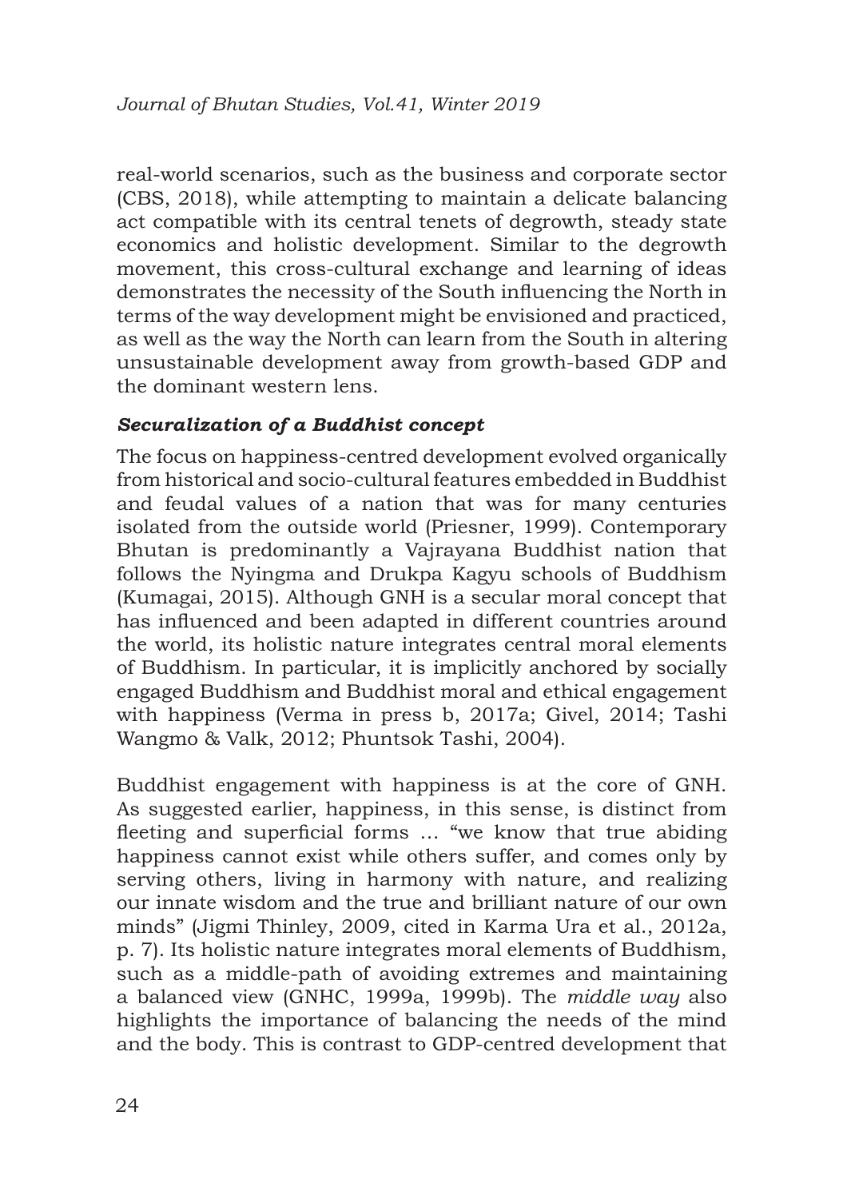real-world scenarios, such as the business and corporate sector (CBS, 2018), while attempting to maintain a delicate balancing act compatible with its central tenets of degrowth, steady state economics and holistic development. Similar to the degrowth movement, this cross-cultural exchange and learning of ideas demonstrates the necessity of the South influencing the North in terms of the way development might be envisioned and practiced, as well as the way the North can learn from the South in altering unsustainable development away from growth-based GDP and the dominant western lens.

***Securalization of a Buddhist concept***

The focus on happiness-centred development evolved organically from historical and socio-cultural features embedded in Buddhist and feudal values of a nation that was for many centuries isolated from the outside world (Priesner, 1999). Contemporary Bhutan is predominantly a Vajrayana Buddhist nation that follows the Nyingma and Drukpa Kagyu schools of Buddhism (Kumagai, 2015). Although GNH is a secular moral concept that has influenced and been adapted in different countries around the world, its holistic nature integrates central moral elements of Buddhism. In particular, it is implicitly anchored by socially engaged Buddhism and Buddhist moral and ethical engagement with happiness (Verma in press b, 2017a; Givel, 2014; Tashi Wangmo & Valk, 2012; Phuntsok Tashi, 2004).

Buddhist engagement with happiness is at the core of GNH. As suggested earlier, happiness, in this sense, is distinct from fleeting and superficial forms … "we know that true abiding happiness cannot exist while others suffer, and comes only by serving others, living in harmony with nature, and realizing our innate wisdom and the true and brilliant nature of our own minds" (Jigmi Thinley, 2009, cited in Karma Ura et al., 2012a, p. 7). Its holistic nature integrates moral elements of Buddhism, such as a middle-path of avoiding extremes and maintaining a balanced view (GNHC, 1999a, 1999b). The *middle way* also highlights the importance of balancing the needs of the mind and the body. This is contrast to GDP-centred development that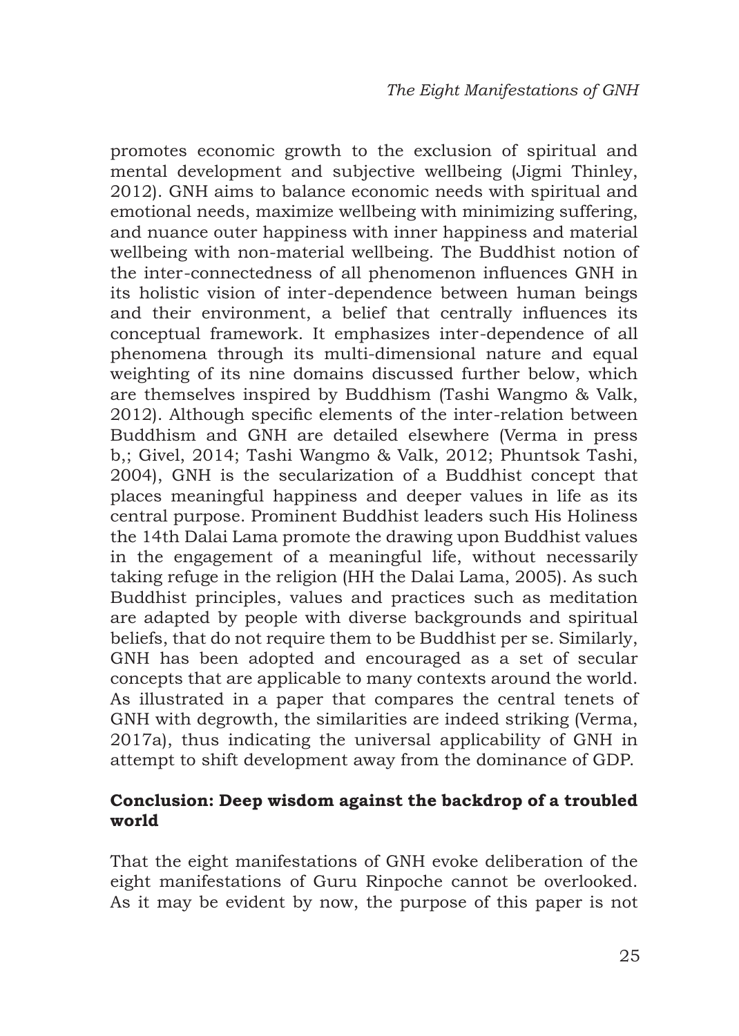promotes economic growth to the exclusion of spiritual and mental development and subjective wellbeing (Jigmi Thinley, 2012). GNH aims to balance economic needs with spiritual and emotional needs, maximize wellbeing with minimizing suffering, and nuance outer happiness with inner happiness and material wellbeing with non-material wellbeing. The Buddhist notion of the inter-connectedness of all phenomenon influences GNH in its holistic vision of inter-dependence between human beings and their environment, a belief that centrally influences its conceptual framework. It emphasizes inter-dependence of all phenomena through its multi-dimensional nature and equal weighting of its nine domains discussed further below, which are themselves inspired by Buddhism (Tashi Wangmo & Valk, 2012). Although specific elements of the inter-relation between Buddhism and GNH are detailed elsewhere (Verma in press b,; Givel, 2014; Tashi Wangmo & Valk, 2012; Phuntsok Tashi, 2004), GNH is the secularization of a Buddhist concept that places meaningful happiness and deeper values in life as its central purpose. Prominent Buddhist leaders such His Holiness the 14th Dalai Lama promote the drawing upon Buddhist values in the engagement of a meaningful life, without necessarily taking refuge in the religion (HH the Dalai Lama, 2005). As such Buddhist principles, values and practices such as meditation are adapted by people with diverse backgrounds and spiritual beliefs, that do not require them to be Buddhist per se. Similarly, GNH has been adopted and encouraged as a set of secular concepts that are applicable to many contexts around the world. As illustrated in a paper that compares the central tenets of GNH with degrowth, the similarities are indeed striking (Verma, 2017a), thus indicating the universal applicability of GNH in attempt to shift development away from the dominance of GDP.

## Conclusion: Deep wisdom against the backdrop of a troubled world

That the eight manifestations of GNH evoke deliberation of the eight manifestations of Guru Rinpoche cannot be overlooked. As it may be evident by now, the purpose of this paper is not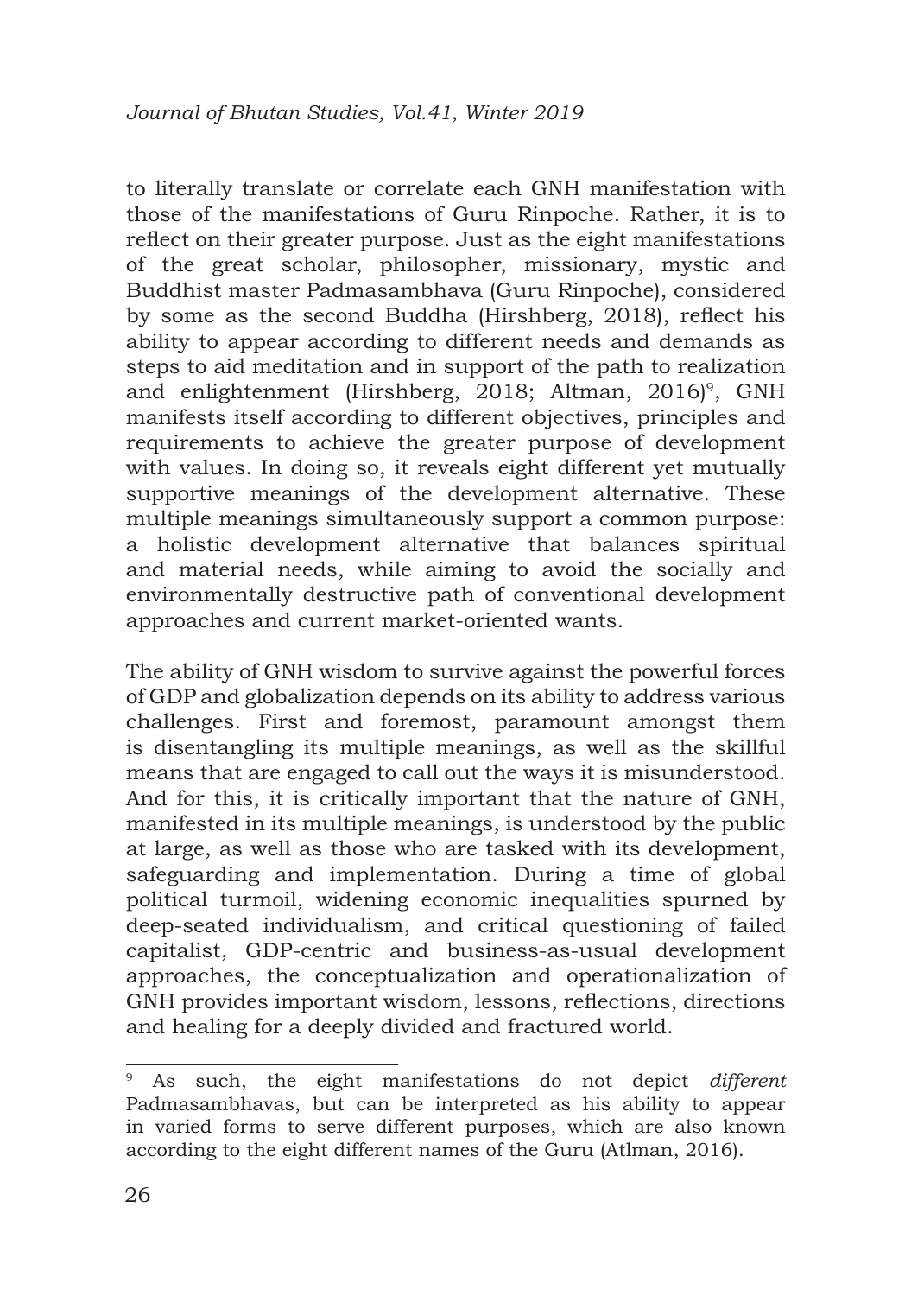to literally translate or correlate each GNH manifestation with those of the manifestations of Guru Rinpoche. Rather, it is to reflect on their greater purpose. Just as the eight manifestations of the great scholar, philosopher, missionary, mystic and Buddhist master Padmasambhava (Guru Rinpoche), considered by some as the second Buddha (Hirshberg, 2018), reflect his ability to appear according to different needs and demands as steps to aid meditation and in support of the path to realization and enlightenment (Hirshberg, 2018; Altman, 2016)[9], GNH manifests itself according to different objectives, principles and requirements to achieve the greater purpose of development with values. In doing so, it reveals eight different yet mutually supportive meanings of the development alternative. These multiple meanings simultaneously support a common purpose: a holistic development alternative that balances spiritual and material needs, while aiming to avoid the socially and environmentally destructive path of conventional development approaches and current market-oriented wants.

The ability of GNH wisdom to survive against the powerful forces of GDP and globalization depends on its ability to address various challenges. First and foremost, paramount amongst them is disentangling its multiple meanings, as well as the skillful means that are engaged to call out the ways it is misunderstood. And for this, it is critically important that the nature of GNH, manifested in its multiple meanings, is understood by the public at large, as well as those who are tasked with its development, safeguarding and implementation. During a time of global political turmoil, widening economic inequalities spurned by deep-seated individualism, and critical questioning of failed capitalist, GDP-centric and business-as-usual development approaches, the conceptualization and operationalization of GNH provides important wisdom, lessons, reflections, directions and healing for a deeply divided and fractured world.

[9] As such, the eight manifestations do not depict *different* Padmasambhavas, but can be interpreted as his ability to appear in varied forms to serve different purposes, which are also known according to the eight different names of the Guru (Atlman, 2016).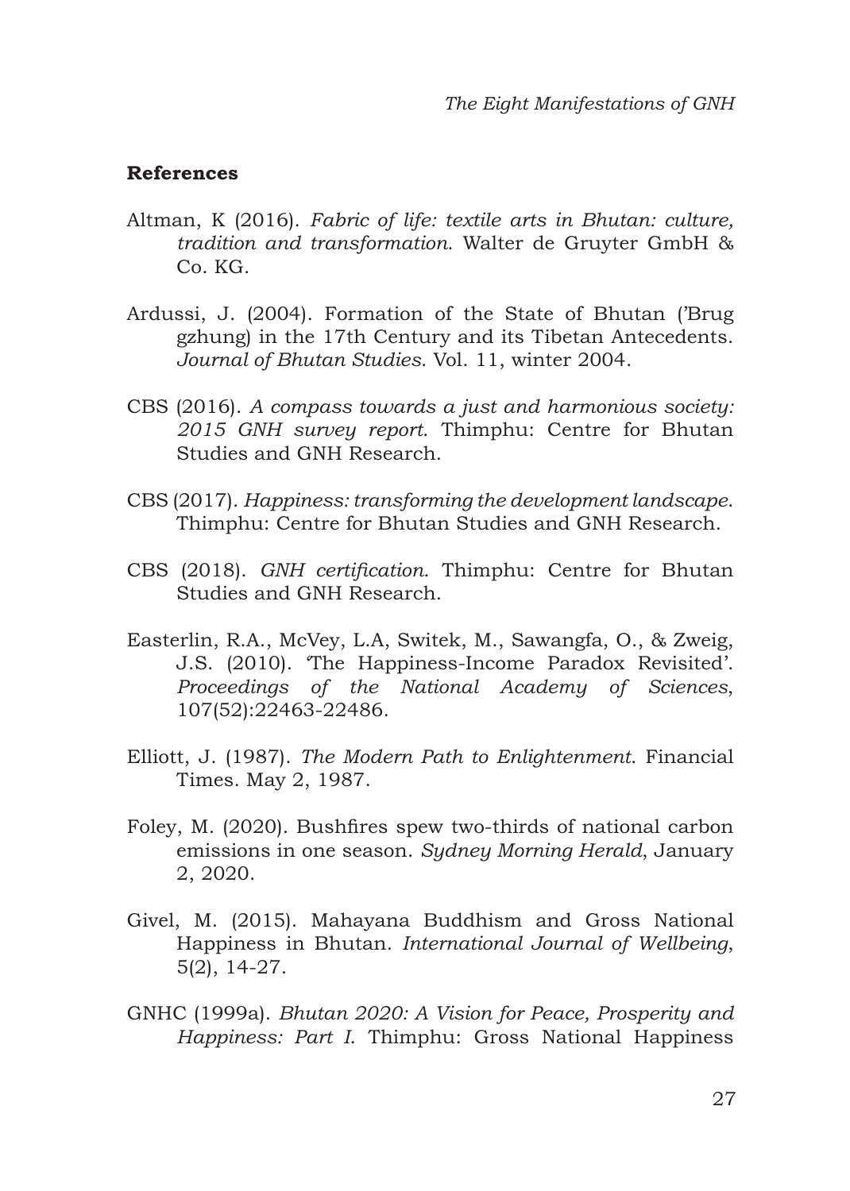### References

Altman, K (2016). *Fabric of life: textile arts in Bhutan: culture, tradition and transformation*. Walter de Gruyter GmbH & Co. KG.

Ardussi, J. (2004). Formation of the State of Bhutan ('Brug gzhung) in the 17th Century and its Tibetan Antecedents. *Journal of Bhutan Studies*. Vol. 11, winter 2004.

CBS (2016). *A compass towards a just and harmonious society: 2015 GNH survey report*. Thimphu: Centre for Bhutan Studies and GNH Research.

CBS (2017). *Happiness: transforming the development landscape*. Thimphu: Centre for Bhutan Studies and GNH Research.

CBS (2018). *GNH certification*. Thimphu: Centre for Bhutan Studies and GNH Research.

Easterlin, R.A., McVey, L.A, Switek, M., Sawangfa, O., & Zweig, J.S. (2010). 'The Happiness-Income Paradox Revisited'. *Proceedings of the National Academy of Sciences*, 107(52):22463-22486.

Elliott, J. (1987). *The Modern Path to Enlightenment*. Financial Times. May 2, 1987.

Foley, M. (2020). Bushfires spew two-thirds of national carbon emissions in one season. *Sydney Morning Herald*, January 2, 2020.

Givel, M. (2015). Mahayana Buddhism and Gross National Happiness in Bhutan. *International Journal of Wellbeing*, 5(2), 14-27.

GNHC (1999a). *Bhutan 2020: A Vision for Peace, Prosperity and Happiness: Part I*. Thimphu: Gross National Happiness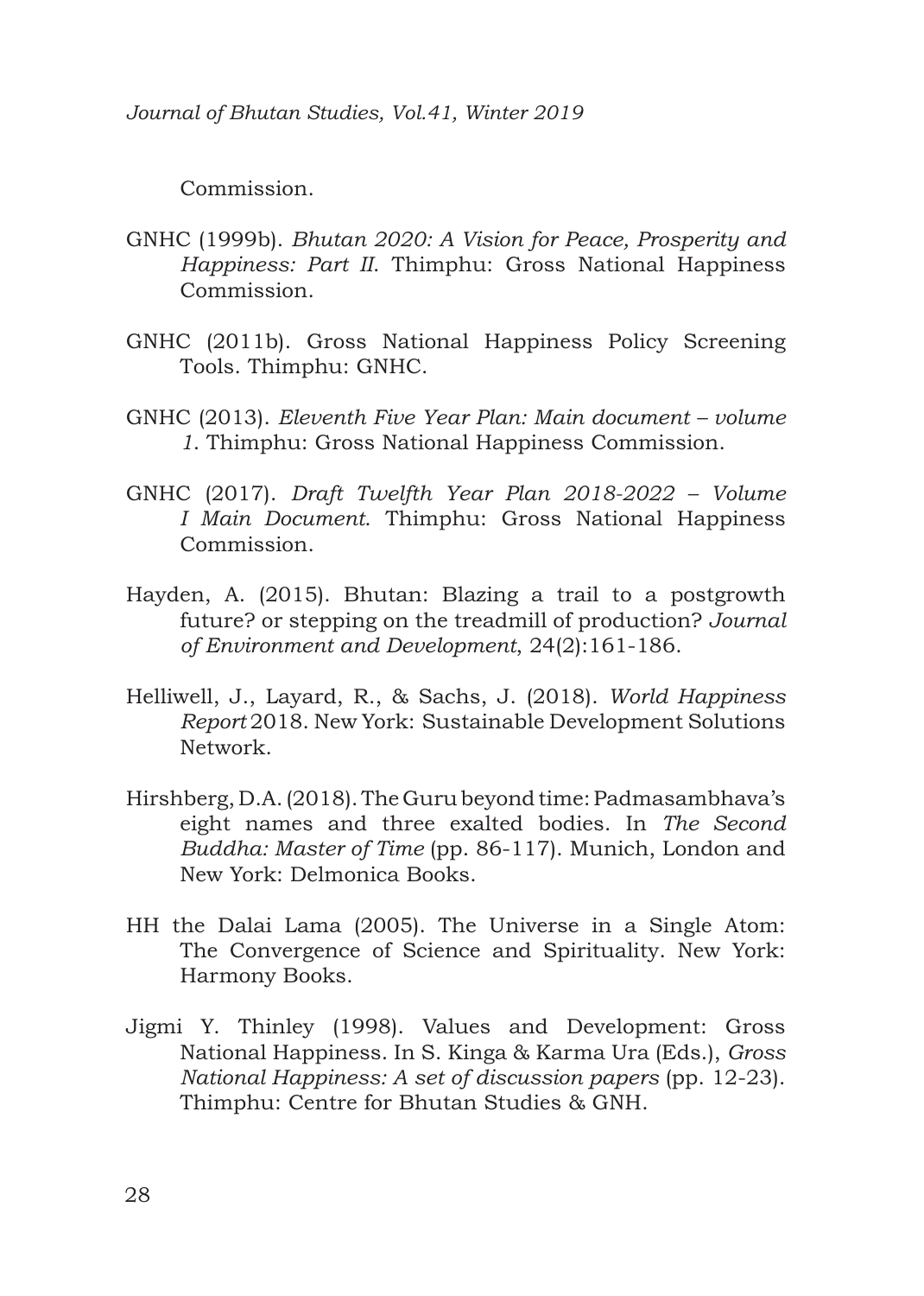Commission.

GNHC (1999b). *Bhutan 2020: A Vision for Peace, Prosperity and Happiness: Part II*. Thimphu: Gross National Happiness Commission.

GNHC (2011b). Gross National Happiness Policy Screening Tools. Thimphu: GNHC.

GNHC (2013). *Eleventh Five Year Plan: Main document – volume 1*. Thimphu: Gross National Happiness Commission.

GNHC (2017). *Draft Twelfth Year Plan 2018-2022 – Volume I Main Document*. Thimphu: Gross National Happiness Commission.

Hayden, A. (2015). Bhutan: Blazing a trail to a postgrowth future? or stepping on the treadmill of production? *Journal of Environment and Development*, 24(2):161-186.

Helliwell, J., Layard, R., & Sachs, J. (2018). *World Happiness Report* 2018. New York: Sustainable Development Solutions Network.

Hirshberg, D.A. (2018). The Guru beyond time: Padmasambhava's eight names and three exalted bodies. In *The Second Buddha: Master of Time* (pp. 86-117). Munich, London and New York: Delmonica Books.

HH the Dalai Lama (2005). The Universe in a Single Atom: The Convergence of Science and Spirituality. New York: Harmony Books.

Jigmi Y. Thinley (1998). Values and Development: Gross National Happiness. In S. Kinga & Karma Ura (Eds.), *Gross National Happiness: A set of discussion papers* (pp. 12-23). Thimphu: Centre for Bhutan Studies & GNH.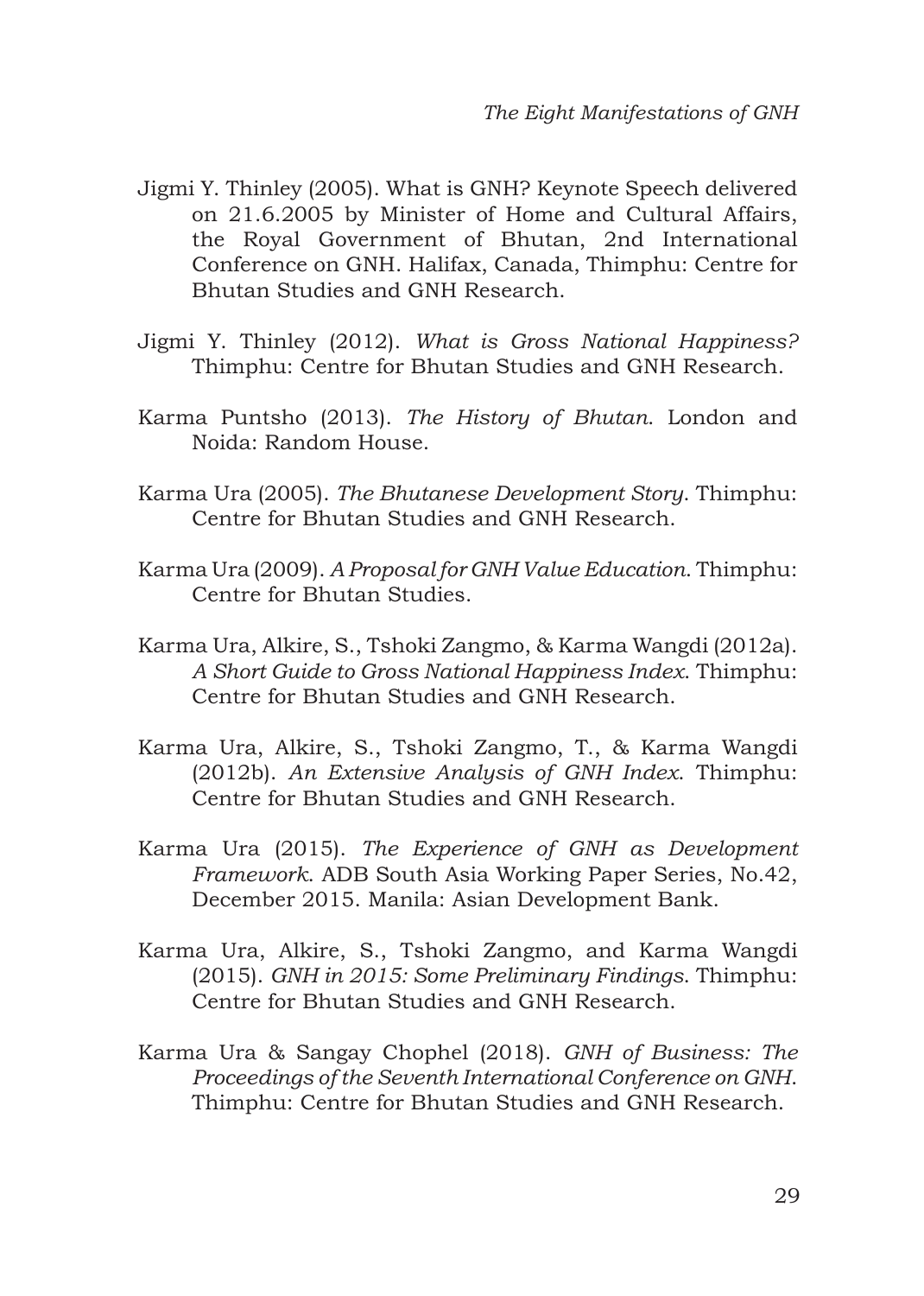Jigmi Y. Thinley (2005). What is GNH? Keynote Speech delivered on 21.6.2005 by Minister of Home and Cultural Affairs, the Royal Government of Bhutan, 2nd International Conference on GNH. Halifax, Canada, Thimphu: Centre for Bhutan Studies and GNH Research.

Jigmi Y. Thinley (2012). *What is Gross National Happiness?* Thimphu: Centre for Bhutan Studies and GNH Research.

Karma Puntsho (2013). *The History of Bhutan*. London and Noida: Random House.

Karma Ura (2005). *The Bhutanese Development Story*. Thimphu: Centre for Bhutan Studies and GNH Research.

Karma Ura (2009). *A Proposal for GNH Value Education.* Thimphu: Centre for Bhutan Studies.

Karma Ura, Alkire, S., Tshoki Zangmo, & Karma Wangdi (2012a). *A Short Guide to Gross National Happiness Index*. Thimphu: Centre for Bhutan Studies and GNH Research.

Karma Ura, Alkire, S., Tshoki Zangmo, T., & Karma Wangdi (2012b). *An Extensive Analysis of GNH Index*. Thimphu: Centre for Bhutan Studies and GNH Research.

Karma Ura (2015). *The Experience of GNH as Development Framework*. ADB South Asia Working Paper Series, No.42, December 2015. Manila: Asian Development Bank.

Karma Ura, Alkire, S., Tshoki Zangmo, and Karma Wangdi (2015). *GNH in 2015: Some Preliminary Findings*. Thimphu: Centre for Bhutan Studies and GNH Research.

Karma Ura & Sangay Chophel (2018). *GNH of Business: The Proceedings of the Seventh International Conference on GNH*. Thimphu: Centre for Bhutan Studies and GNH Research.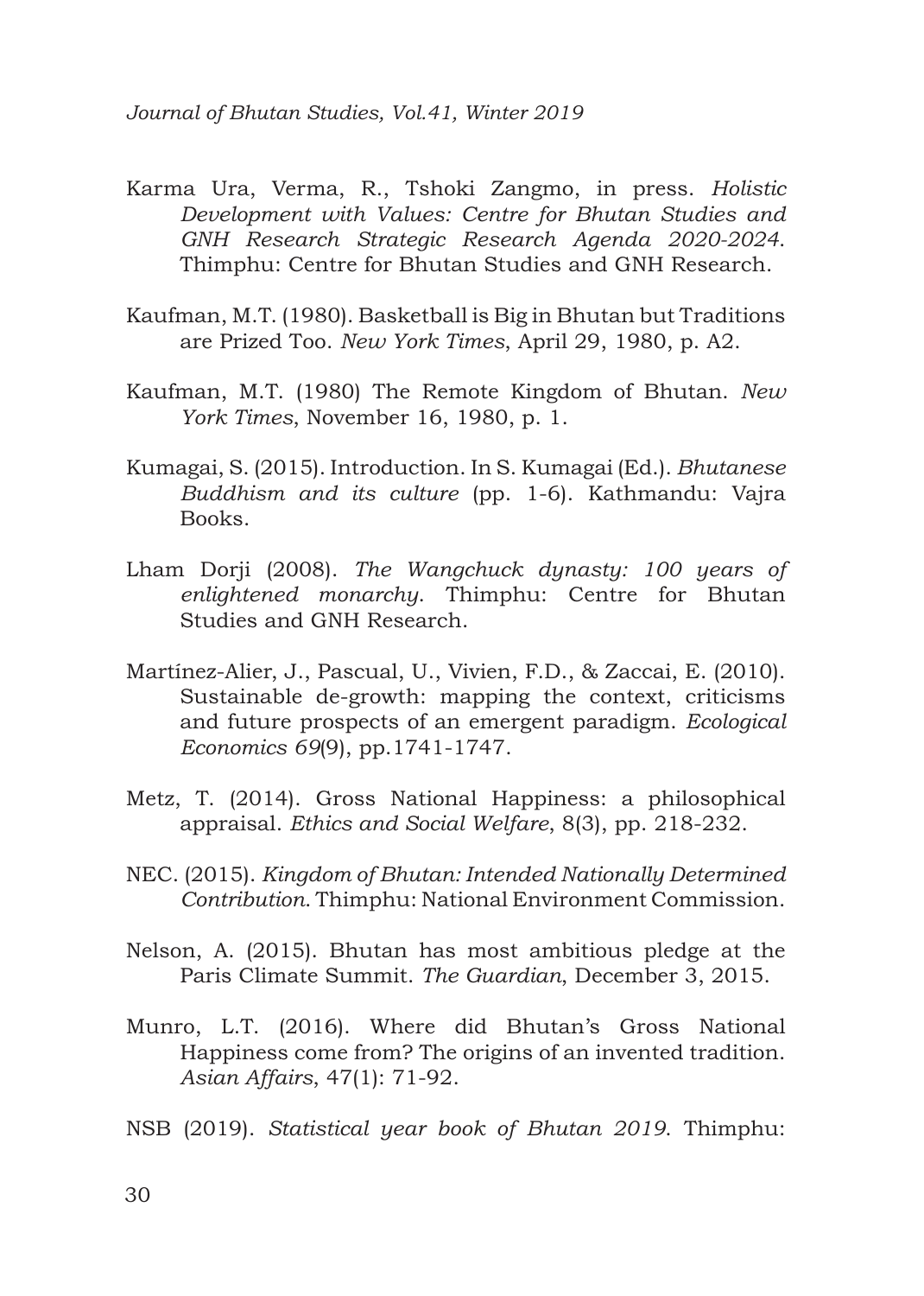Karma Ura, Verma, R., Tshoki Zangmo, in press. *Holistic Development with Values: Centre for Bhutan Studies and GNH Research Strategic Research Agenda 2020-2024*. Thimphu: Centre for Bhutan Studies and GNH Research.

Kaufman, M.T. (1980). Basketball is Big in Bhutan but Traditions are Prized Too. *New York Times*, April 29, 1980, p. A2.

Kaufman, M.T. (1980) The Remote Kingdom of Bhutan. *New York Times*, November 16, 1980, p. 1.

Kumagai, S. (2015). Introduction. In S. Kumagai (Ed.). *Bhutanese Buddhism and its culture* (pp. 1-6). Kathmandu: Vajra Books.

Lham Dorji (2008). *The Wangchuck dynasty: 100 years of enlightened monarchy*. Thimphu: Centre for Bhutan Studies and GNH Research.

Martínez-Alier, J., Pascual, U., Vivien, F.D., & Zaccai, E. (2010). Sustainable de-growth: mapping the context, criticisms and future prospects of an emergent paradigm. *Ecological Economics 69*(9), pp.1741-1747.

Metz, T. (2014). Gross National Happiness: a philosophical appraisal. *Ethics and Social Welfare*, 8(3), pp. 218-232.

NEC. (2015). *Kingdom of Bhutan: Intended Nationally Determined Contribution*. Thimphu: National Environment Commission.

Nelson, A. (2015). Bhutan has most ambitious pledge at the Paris Climate Summit. *The Guardian*, December 3, 2015.

Munro, L.T. (2016). Where did Bhutan's Gross National Happiness come from? The origins of an invented tradition. *Asian Affairs*, 47(1): 71-92.

NSB (2019). *Statistical year book of Bhutan 2019*. Thimphu: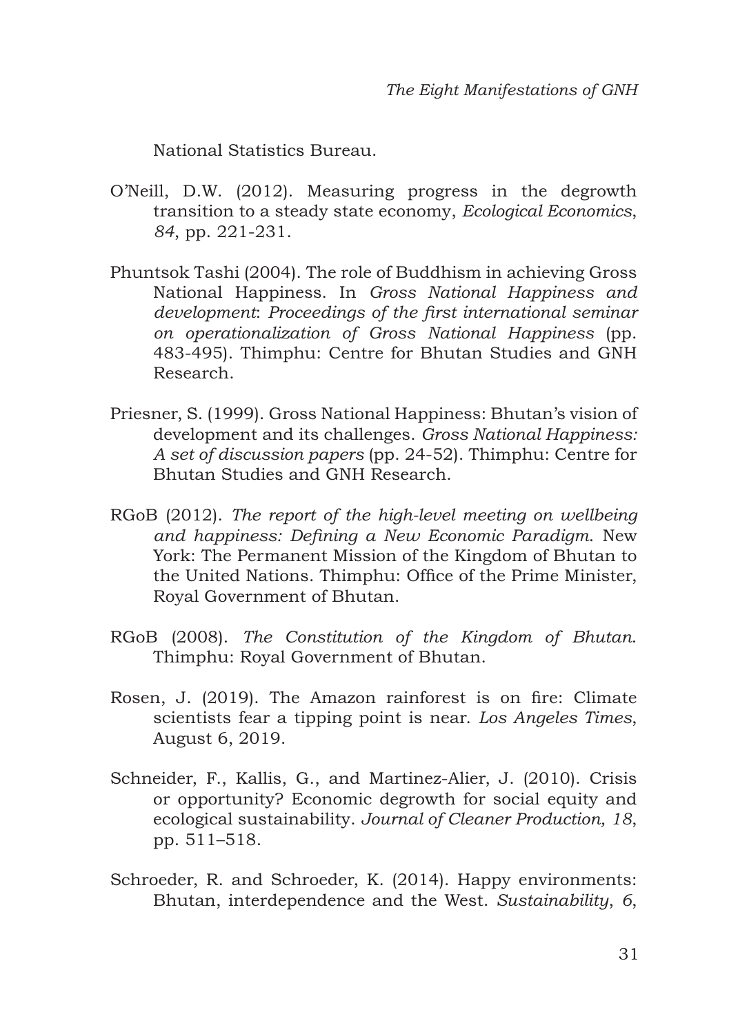National Statistics Bureau.

O'Neill, D.W. (2012). Measuring progress in the degrowth transition to a steady state economy, *Ecological Economics*, *84*, pp. 221-231.

Phuntsok Tashi (2004). The role of Buddhism in achieving Gross National Happiness. In *Gross National Happiness and development*: *Proceedings of the first international seminar on operationalization of Gross National Happiness* (pp. 483-495). Thimphu: Centre for Bhutan Studies and GNH Research.

Priesner, S. (1999). Gross National Happiness: Bhutan's vision of development and its challenges. *Gross National Happiness: A set of discussion papers* (pp. 24-52). Thimphu: Centre for Bhutan Studies and GNH Research.

RGoB (2012). *The report of the high-level meeting on wellbeing and happiness: Defining a New Economic Paradigm*. New York: The Permanent Mission of the Kingdom of Bhutan to the United Nations. Thimphu: Office of the Prime Minister, Royal Government of Bhutan.

RGoB (2008). *The Constitution of the Kingdom of Bhutan*. Thimphu: Royal Government of Bhutan.

Rosen, J. (2019). The Amazon rainforest is on fire: Climate scientists fear a tipping point is near. *Los Angeles Times*, August 6, 2019.

Schneider, F., Kallis, G., and Martinez-Alier, J. (2010). Crisis or opportunity? Economic degrowth for social equity and ecological sustainability. *Journal of Cleaner Production, 18*, pp. 511–518.

Schroeder, R. and Schroeder, K. (2014). Happy environments: Bhutan, interdependence and the West. *Sustainability*, *6*,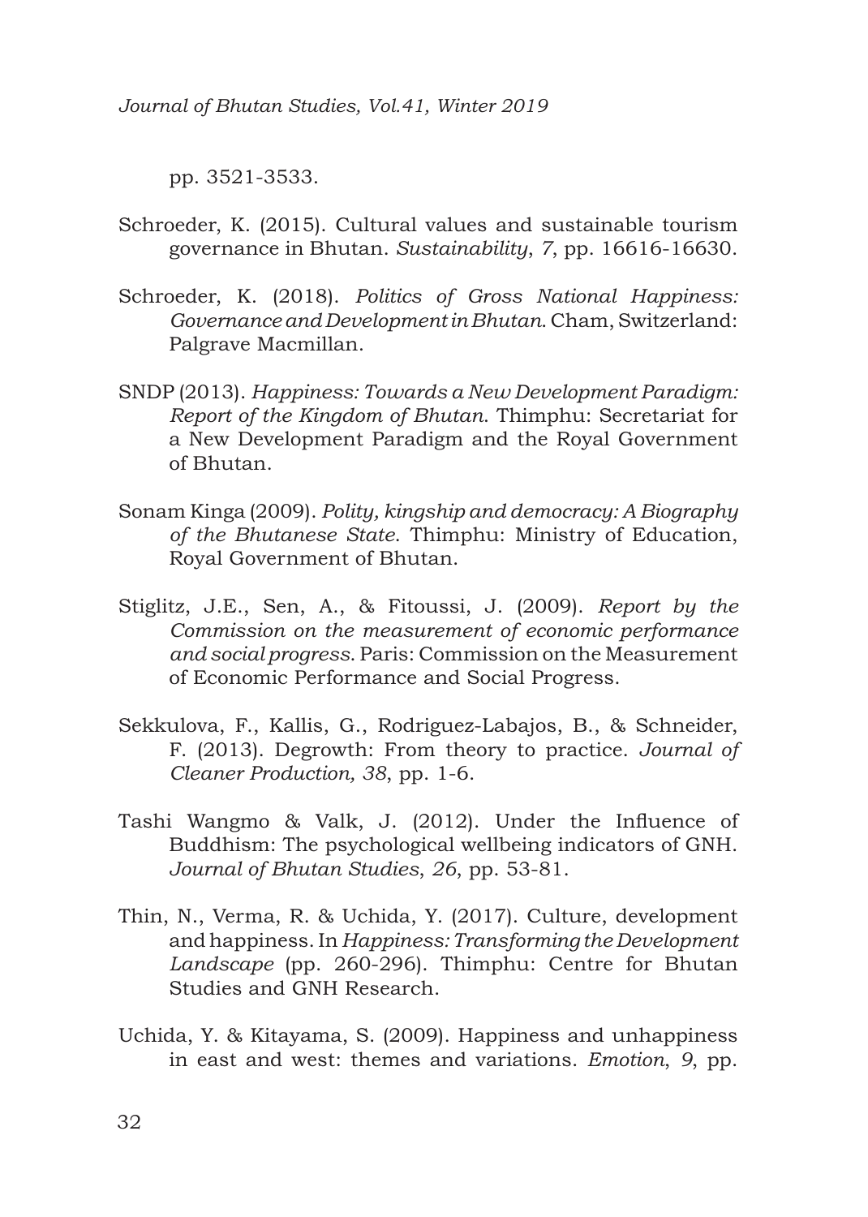pp. 3521-3533.

Schroeder, K. (2015). Cultural values and sustainable tourism governance in Bhutan. *Sustainability*, *7*, pp. 16616-16630.

Schroeder, K. (2018). *Politics of Gross National Happiness: Governance and Development in Bhutan*. Cham, Switzerland: Palgrave Macmillan.

SNDP (2013). *Happiness: Towards a New Development Paradigm: Report of the Kingdom of Bhutan*. Thimphu: Secretariat for a New Development Paradigm and the Royal Government of Bhutan.

Sonam Kinga (2009). *Polity, kingship and democracy: A Biography of the Bhutanese State*. Thimphu: Ministry of Education, Royal Government of Bhutan.

Stiglitz, J.E., Sen, A., & Fitoussi, J. (2009). *Report by the Commission on the measurement of economic performance and social progress*. Paris: Commission on the Measurement of Economic Performance and Social Progress.

Sekkulova, F., Kallis, G., Rodriguez-Labajos, B., & Schneider, F. (2013). Degrowth: From theory to practice. *Journal of Cleaner Production, 38*, pp. 1-6.

Tashi Wangmo & Valk, J. (2012). Under the Influence of Buddhism: The psychological wellbeing indicators of GNH. *Journal of Bhutan Studies*, *26*, pp. 53-81.

Thin, N., Verma, R. & Uchida, Y. (2017). Culture, development and happiness. In *Happiness: Transforming the Development Landscape* (pp. 260-296). Thimphu: Centre for Bhutan Studies and GNH Research.

Uchida, Y. & Kitayama, S. (2009). Happiness and unhappiness in east and west: themes and variations. *Emotion*, *9*, pp.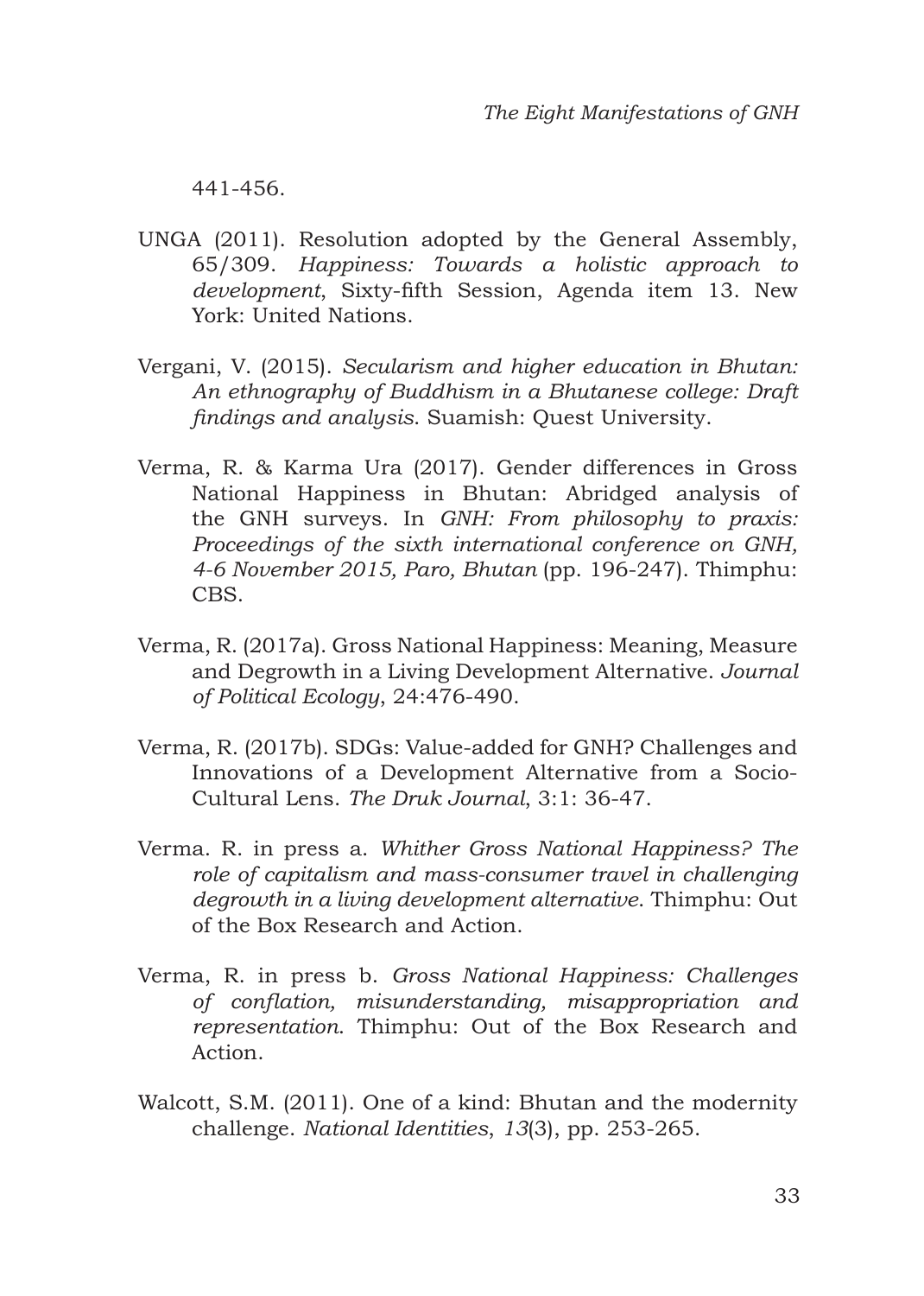441-456.

UNGA (2011). Resolution adopted by the General Assembly, 65/309. *Happiness: Towards a holistic approach to development*, Sixty-fifth Session, Agenda item 13. New York: United Nations.

Vergani, V. (2015). *Secularism and higher education in Bhutan: An ethnography of Buddhism in a Bhutanese college: Draft findings and analysis*. Suamish: Quest University.

Verma, R. & Karma Ura (2017). Gender differences in Gross National Happiness in Bhutan: Abridged analysis of the GNH surveys. In *GNH: From philosophy to praxis: Proceedings of the sixth international conference on GNH, 4-6 November 2015, Paro, Bhutan* (pp. 196-247). Thimphu: CBS.

Verma, R. (2017a). Gross National Happiness: Meaning, Measure and Degrowth in a Living Development Alternative. *Journal of Political Ecology*, 24:476-490.

Verma, R. (2017b). SDGs: Value-added for GNH? Challenges and Innovations of a Development Alternative from a Socio-Cultural Lens. *The Druk Journal*, 3:1: 36-47.

Verma. R. in press a. *Whither Gross National Happiness? The role of capitalism and mass-consumer travel in challenging degrowth in a living development alternative*. Thimphu: Out of the Box Research and Action.

Verma, R. in press b. *Gross National Happiness: Challenges of conflation, misunderstanding, misappropriation and representation*. Thimphu: Out of the Box Research and Action.

Walcott, S.M. (2011). One of a kind: Bhutan and the modernity challenge. *National Identities*, *13*(3), pp. 253-265.